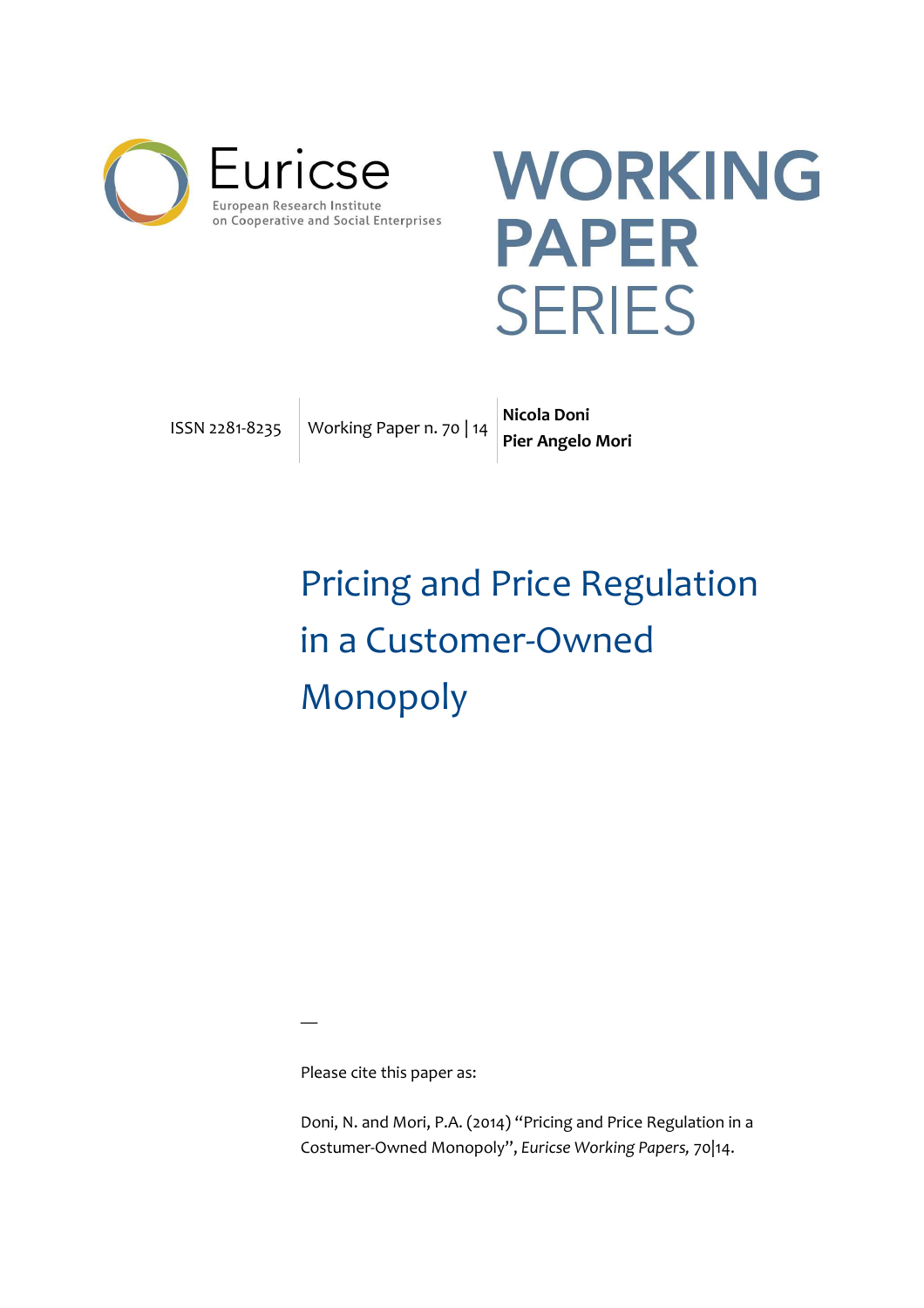Euricse

European Research Institute on Cooperative and Social Enterprises

**WORKING PAPER** SERIES

ISSN 2281-8235 | Working Paper n. 70 | 14 | **Nicola Doni** **Pier Angelo Mori**

# Pricing and Price Regulation in a Customer-Owned Monopoly

—

Please cite this paper as:

Doni, N. and Mori, P.A. (2014) "Pricing and Price Regulation in a Costumer-Owned Monopoly", *Euricse Working Papers,* 70|14.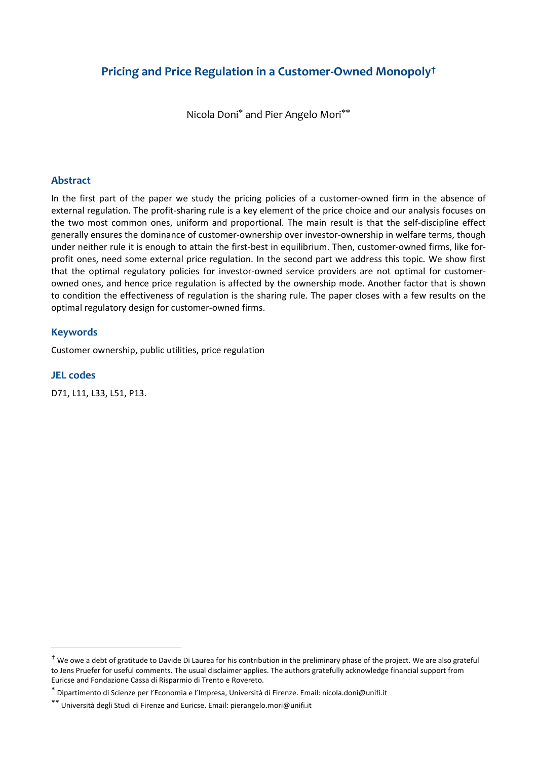# Pricing and Price Regulation in a Customer-Owned Monopoly†

Nicola Doni* and Pier Angelo Mori**

## Abstract

In the first part of the paper we study the pricing policies of a customer-owned firm in the absence of external regulation. The profit-sharing rule is a key element of the price choice and our analysis focuses on the two most common ones, uniform and proportional. The main result is that the self-discipline effect generally ensures the dominance of customer-ownership over investor-ownership in welfare terms, though under neither rule it is enough to attain the first-best in equilibrium. Then, customer-owned firms, like for-profit ones, need some external price regulation. In the second part we address this topic. We show first that the optimal regulatory policies for investor-owned service providers are not optimal for customer-owned ones, and hence price regulation is affected by the ownership mode. Another factor that is shown to condition the effectiveness of regulation is the sharing rule. The paper closes with a few results on the optimal regulatory design for customer-owned firms.

## Keywords

Customer ownership, public utilities, price regulation

## JEL codes

D71, L11, L33, L51, P13.

---

† We owe a debt of gratitude to Davide Di Laurea for his contribution in the preliminary phase of the project. We are also grateful to Jens Pruefer for useful comments. The usual disclaimer applies. The authors gratefully acknowledge financial support from Euricse and Fondazione Cassa di Risparmio di Trento e Rovereto.

* Dipartimento di Scienze per l'Economia e l'Impresa, Università di Firenze. Email: nicola.doni@unifi.it

** Università degli Studi di Firenze and Euricse. Email: pierangelo.mori@unifi.it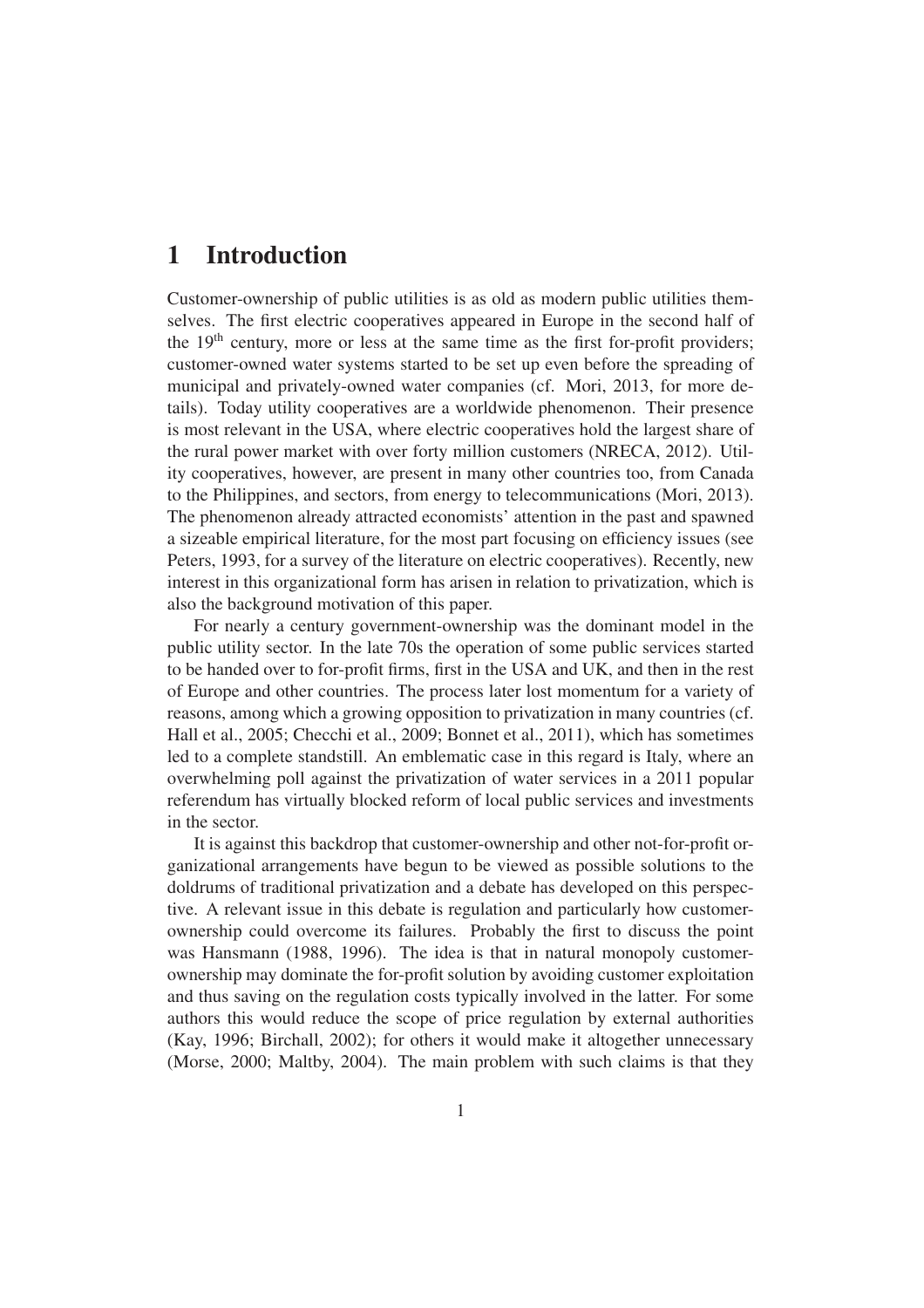# 1 Introduction

Customer-ownership of public utilities is as old as modern public utilities themselves. The first electric cooperatives appeared in Europe in the second half of the 19$^{\text{th}}$ century, more or less at the same time as the first for-profit providers; customer-owned water systems started to be set up even before the spreading of municipal and privately-owned water companies (cf. Mori, 2013, for more details). Today utility cooperatives are a worldwide phenomenon. Their presence is most relevant in the USA, where electric cooperatives hold the largest share of the rural power market with over forty million customers (NRECA, 2012). Utility cooperatives, however, are present in many other countries too, from Canada to the Philippines, and sectors, from energy to telecommunications (Mori, 2013). The phenomenon already attracted economists' attention in the past and spawned a sizeable empirical literature, for the most part focusing on efficiency issues (see Peters, 1993, for a survey of the literature on electric cooperatives). Recently, new interest in this organizational form has arisen in relation to privatization, which is also the background motivation of this paper.

For nearly a century government-ownership was the dominant model in the public utility sector. In the late 70s the operation of some public services started to be handed over to for-profit firms, first in the USA and UK, and then in the rest of Europe and other countries. The process later lost momentum for a variety of reasons, among which a growing opposition to privatization in many countries (cf. Hall et al., 2005; Checchi et al., 2009; Bonnet et al., 2011), which has sometimes led to a complete standstill. An emblematic case in this regard is Italy, where an overwhelming poll against the privatization of water services in a 2011 popular referendum has virtually blocked reform of local public services and investments in the sector.

It is against this backdrop that customer-ownership and other not-for-profit organizational arrangements have begun to be viewed as possible solutions to the doldrums of traditional privatization and a debate has developed on this perspective. A relevant issue in this debate is regulation and particularly how customer-ownership could overcome its failures. Probably the first to discuss the point was Hansmann (1988, 1996). The idea is that in natural monopoly customer-ownership may dominate the for-profit solution by avoiding customer exploitation and thus saving on the regulation costs typically involved in the latter. For some authors this would reduce the scope of price regulation by external authorities (Kay, 1996; Birchall, 2002); for others it would make it altogether unnecessary (Morse, 2000; Maltby, 2004). The main problem with such claims is that they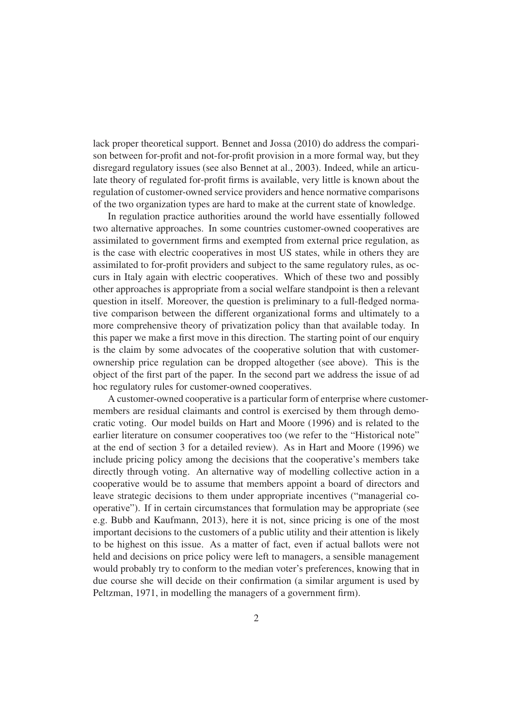lack proper theoretical support. Bennet and Jossa (2010) do address the comparison between for-profit and not-for-profit provision in a more formal way, but they disregard regulatory issues (see also Bennet at al., 2003). Indeed, while an articulate theory of regulated for-profit firms is available, very little is known about the regulation of customer-owned service providers and hence normative comparisons of the two organization types are hard to make at the current state of knowledge.

In regulation practice authorities around the world have essentially followed two alternative approaches. In some countries customer-owned cooperatives are assimilated to government firms and exempted from external price regulation, as is the case with electric cooperatives in most US states, while in others they are assimilated to for-profit providers and subject to the same regulatory rules, as occurs in Italy again with electric cooperatives. Which of these two and possibly other approaches is appropriate from a social welfare standpoint is then a relevant question in itself. Moreover, the question is preliminary to a full-fledged normative comparison between the different organizational forms and ultimately to a more comprehensive theory of privatization policy than that available today. In this paper we make a first move in this direction. The starting point of our enquiry is the claim by some advocates of the cooperative solution that with customer-ownership price regulation can be dropped altogether (see above). This is the object of the first part of the paper. In the second part we address the issue of ad hoc regulatory rules for customer-owned cooperatives.

A customer-owned cooperative is a particular form of enterprise where customer-members are residual claimants and control is exercised by them through democratic voting. Our model builds on Hart and Moore (1996) and is related to the earlier literature on consumer cooperatives too (we refer to the "Historical note" at the end of section 3 for a detailed review). As in Hart and Moore (1996) we include pricing policy among the decisions that the cooperative's members take directly through voting. An alternative way of modelling collective action in a cooperative would be to assume that members appoint a board of directors and leave strategic decisions to them under appropriate incentives ("managerial cooperative"). If in certain circumstances that formulation may be appropriate (see e.g. Bubb and Kaufmann, 2013), here it is not, since pricing is one of the most important decisions to the customers of a public utility and their attention is likely to be highest on this issue. As a matter of fact, even if actual ballots were not held and decisions on price policy were left to managers, a sensible management would probably try to conform to the median voter's preferences, knowing that in due course she will decide on their confirmation (a similar argument is used by Peltzman, 1971, in modelling the managers of a government firm).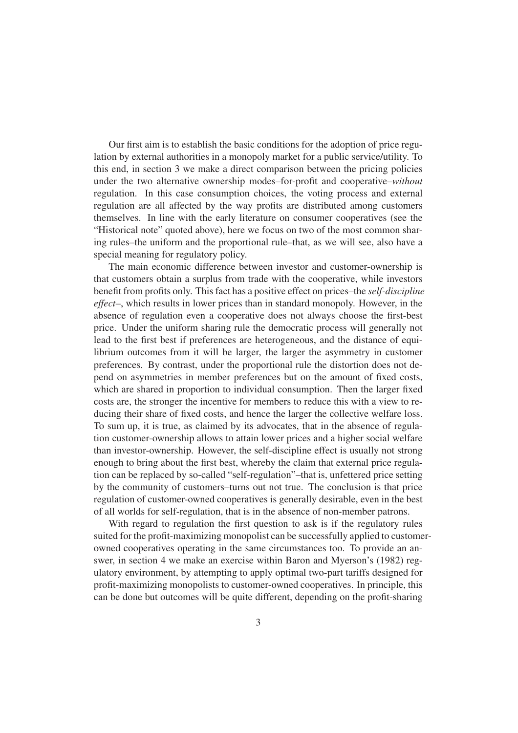Our first aim is to establish the basic conditions for the adoption of price regulation by external authorities in a monopoly market for a public service/utility. To this end, in section 3 we make a direct comparison between the pricing policies under the two alternative ownership modes–for-profit and cooperative–*without* regulation. In this case consumption choices, the voting process and external regulation are all affected by the way profits are distributed among customers themselves. In line with the early literature on consumer cooperatives (see the "Historical note" quoted above), here we focus on two of the most common sharing rules–the uniform and the proportional rule–that, as we will see, also have a special meaning for regulatory policy.

The main economic difference between investor and customer-ownership is that customers obtain a surplus from trade with the cooperative, while investors benefit from profits only. This fact has a positive effect on prices–the *self-discipline effect*–, which results in lower prices than in standard monopoly. However, in the absence of regulation even a cooperative does not always choose the first-best price. Under the uniform sharing rule the democratic process will generally not lead to the first best if preferences are heterogeneous, and the distance of equilibrium outcomes from it will be larger, the larger the asymmetry in customer preferences. By contrast, under the proportional rule the distortion does not depend on asymmetries in member preferences but on the amount of fixed costs, which are shared in proportion to individual consumption. Then the larger fixed costs are, the stronger the incentive for members to reduce this with a view to reducing their share of fixed costs, and hence the larger the collective welfare loss. To sum up, it is true, as claimed by its advocates, that in the absence of regulation customer-ownership allows to attain lower prices and a higher social welfare than investor-ownership. However, the self-discipline effect is usually not strong enough to bring about the first best, whereby the claim that external price regulation can be replaced by so-called "self-regulation"–that is, unfettered price setting by the community of customers–turns out not true. The conclusion is that price regulation of customer-owned cooperatives is generally desirable, even in the best of all worlds for self-regulation, that is in the absence of non-member patrons.

With regard to regulation the first question to ask is if the regulatory rules suited for the profit-maximizing monopolist can be successfully applied to customer-owned cooperatives operating in the same circumstances too. To provide an answer, in section 4 we make an exercise within Baron and Myerson's (1982) regulatory environment, by attempting to apply optimal two-part tariffs designed for profit-maximizing monopolists to customer-owned cooperatives. In principle, this can be done but outcomes will be quite different, depending on the profit-sharing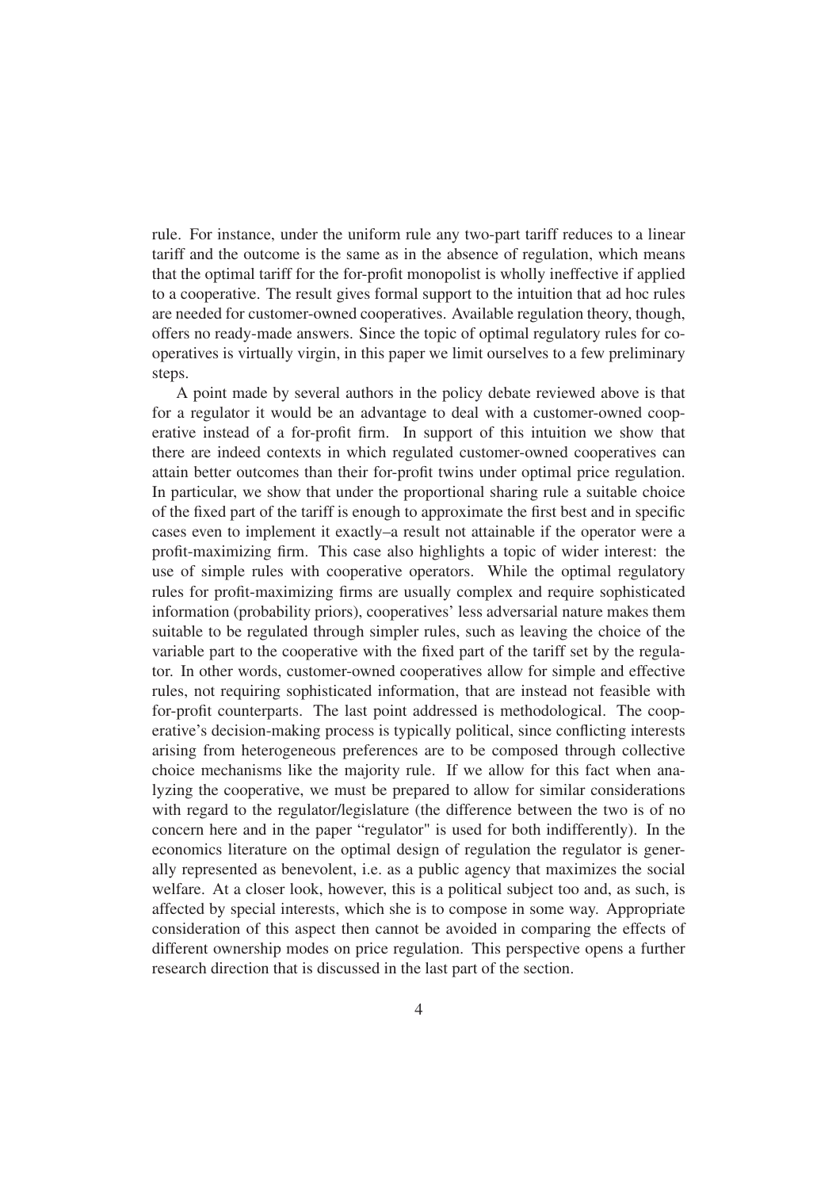rule. For instance, under the uniform rule any two-part tariff reduces to a linear tariff and the outcome is the same as in the absence of regulation, which means that the optimal tariff for the for-profit monopolist is wholly ineffective if applied to a cooperative. The result gives formal support to the intuition that ad hoc rules are needed for customer-owned cooperatives. Available regulation theory, though, offers no ready-made answers. Since the topic of optimal regulatory rules for cooperatives is virtually virgin, in this paper we limit ourselves to a few preliminary steps.

A point made by several authors in the policy debate reviewed above is that for a regulator it would be an advantage to deal with a customer-owned cooperative instead of a for-profit firm. In support of this intuition we show that there are indeed contexts in which regulated customer-owned cooperatives can attain better outcomes than their for-profit twins under optimal price regulation. In particular, we show that under the proportional sharing rule a suitable choice of the fixed part of the tariff is enough to approximate the first best and in specific cases even to implement it exactly–a result not attainable if the operator were a profit-maximizing firm. This case also highlights a topic of wider interest: the use of simple rules with cooperative operators. While the optimal regulatory rules for profit-maximizing firms are usually complex and require sophisticated information (probability priors), cooperatives' less adversarial nature makes them suitable to be regulated through simpler rules, such as leaving the choice of the variable part to the cooperative with the fixed part of the tariff set by the regulator. In other words, customer-owned cooperatives allow for simple and effective rules, not requiring sophisticated information, that are instead not feasible with for-profit counterparts. The last point addressed is methodological. The cooperative's decision-making process is typically political, since conflicting interests arising from heterogeneous preferences are to be composed through collective choice mechanisms like the majority rule. If we allow for this fact when analyzing the cooperative, we must be prepared to allow for similar considerations with regard to the regulator/legislature (the difference between the two is of no concern here and in the paper "regulator" is used for both indifferently). In the economics literature on the optimal design of regulation the regulator is generally represented as benevolent, i.e. as a public agency that maximizes the social welfare. At a closer look, however, this is a political subject too and, as such, is affected by special interests, which she is to compose in some way. Appropriate consideration of this aspect then cannot be avoided in comparing the effects of different ownership modes on price regulation. This perspective opens a further research direction that is discussed in the last part of the section.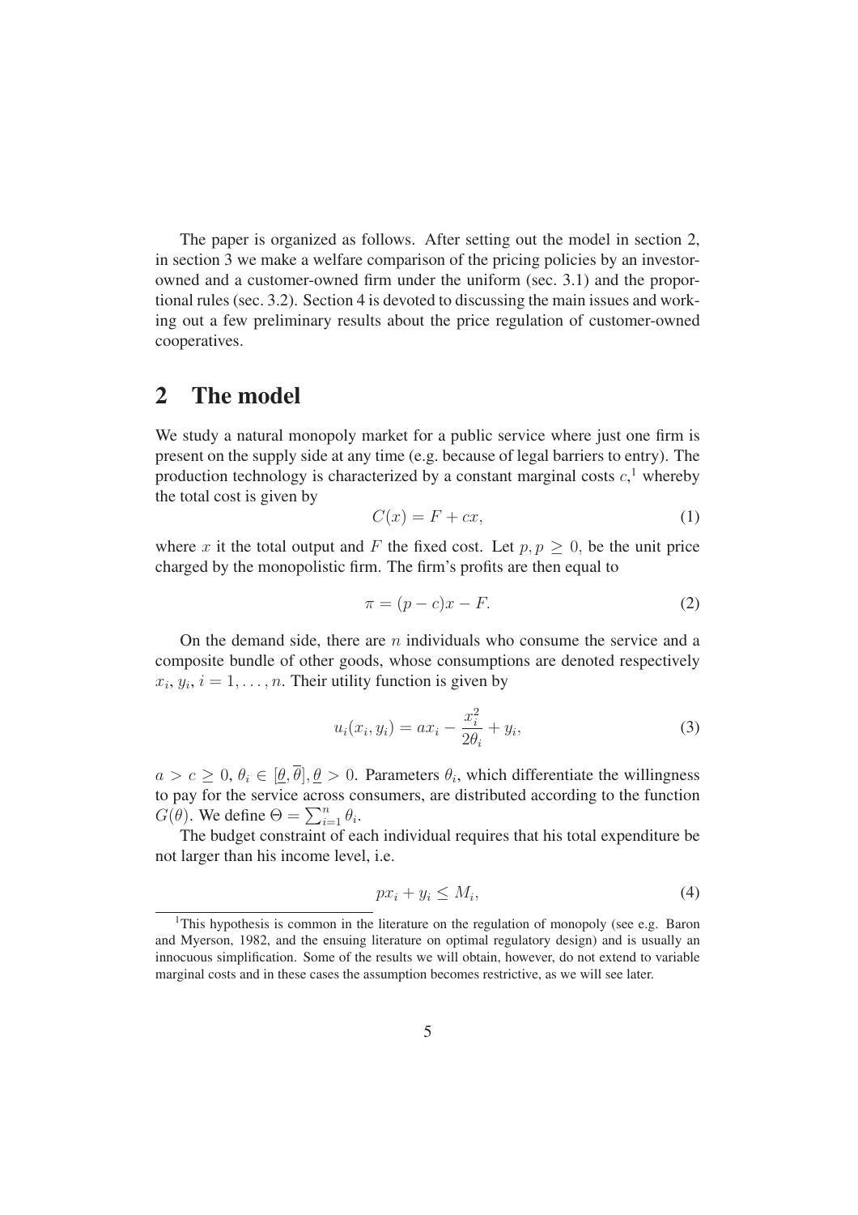The paper is organized as follows. After setting out the model in section 2, in section 3 we make a welfare comparison of the pricing policies by an investor-owned and a customer-owned firm under the uniform (sec. 3.1) and the proportional rules (sec. 3.2). Section 4 is devoted to discussing the main issues and working out a few preliminary results about the price regulation of customer-owned cooperatives.

## 2 The model

We study a natural monopoly market for a public service where just one firm is present on the supply side at any time (e.g. because of legal barriers to entry). The production technology is characterized by a constant marginal costs $c$,[1] whereby the total cost is given by

$$C(x) = F + cx, \tag{1}$$

where $x$ it the total output and $F$ the fixed cost. Let $p, p \geq 0$, be the unit price charged by the monopolistic firm. The firm's profits are then equal to

$$\pi = (p - c)x - F. \tag{2}$$

On the demand side, there are $n$ individuals who consume the service and a composite bundle of other goods, whose consumptions are denoted respectively $x_i$, $y_i$, $i = 1, \ldots, n$. Their utility function is given by

$$u_i(x_i, y_i) = ax_i - \frac{x_i^2}{2\theta_i} + y_i, \tag{3}$$

$a > c \geq 0$, $\theta_i \in [\underline{\theta}, \overline{\theta}]$, $\underline{\theta} > 0$. Parameters $\theta_i$, which differentiate the willingness to pay for the service across consumers, are distributed according to the function $G(\theta)$. We define $\Theta = \sum_{i=1}^{n} \theta_i$.

The budget constraint of each individual requires that his total expenditure be not larger than his income level, i.e.

$$px_i + y_i \leq M_i, \tag{4}$$

[1] This hypothesis is common in the literature on the regulation of monopoly (see e.g. Baron and Myerson, 1982, and the ensuing literature on optimal regulatory design) and is usually an innocuous simplification. Some of the results we will obtain, however, do not extend to variable marginal costs and in these cases the assumption becomes restrictive, as we will see later.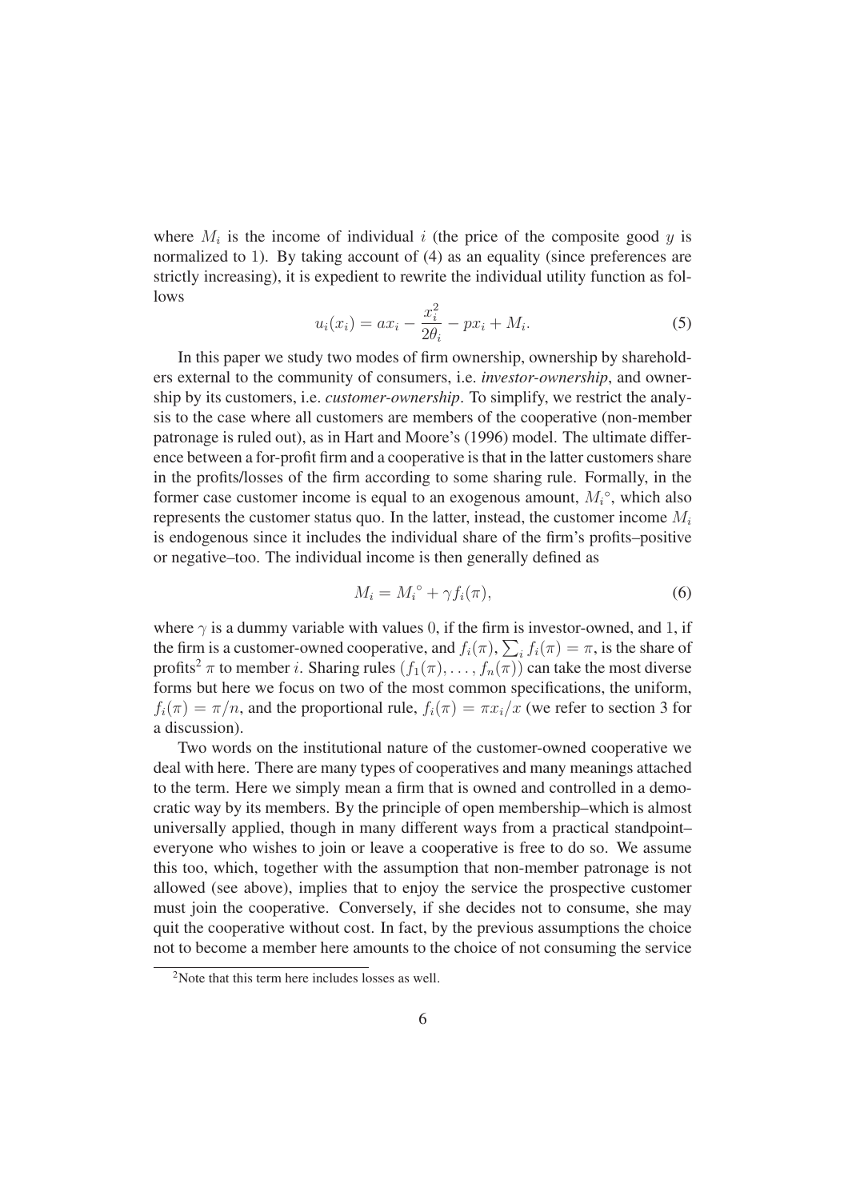where $M_i$ is the income of individual $i$ (the price of the composite good $y$ is normalized to 1). By taking account of (4) as an equality (since preferences are strictly increasing), it is expedient to rewrite the individual utility function as follows

$$u_i(x_i) = ax_i - \frac{x_i^2}{2\theta_i} - px_i + M_i. \tag{5}$$

In this paper we study two modes of firm ownership, ownership by shareholders external to the community of consumers, i.e. *investor-ownership*, and ownership by its customers, i.e. *customer-ownership*. To simplify, we restrict the analysis to the case where all customers are members of the cooperative (non-member patronage is ruled out), as in Hart and Moore's (1996) model. The ultimate difference between a for-profit firm and a cooperative is that in the latter customers share in the profits/losses of the firm according to some sharing rule. Formally, in the former case customer income is equal to an exogenous amount, $M_i^\circ$, which also represents the customer status quo. In the latter, instead, the customer income $M_i$ is endogenous since it includes the individual share of the firm's profits–positive or negative–too. The individual income is then generally defined as

$$M_i = M_i^\circ + \gamma f_i(\pi), \tag{6}$$

where $\gamma$ is a dummy variable with values 0, if the firm is investor-owned, and 1, if the firm is a customer-owned cooperative, and $f_i(\pi)$, $\sum_i f_i(\pi) = \pi$, is the share of profits[2] $\pi$ to member $i$. Sharing rules $(f_1(\pi), \ldots, f_n(\pi))$ can take the most diverse forms but here we focus on two of the most common specifications, the uniform, $f_i(\pi) = \pi/n$, and the proportional rule, $f_i(\pi) = \pi x_i/x$ (we refer to section 3 for a discussion).

Two words on the institutional nature of the customer-owned cooperative we deal with here. There are many types of cooperatives and many meanings attached to the term. Here we simply mean a firm that is owned and controlled in a democratic way by its members. By the principle of open membership–which is almost universally applied, though in many different ways from a practical standpoint–everyone who wishes to join or leave a cooperative is free to do so. We assume this too, which, together with the assumption that non-member patronage is not allowed (see above), implies that to enjoy the service the prospective customer must join the cooperative. Conversely, if she decides not to consume, she may quit the cooperative without cost. In fact, by the previous assumptions the choice not to become a member here amounts to the choice of not consuming the service

[2] Note that this term here includes losses as well.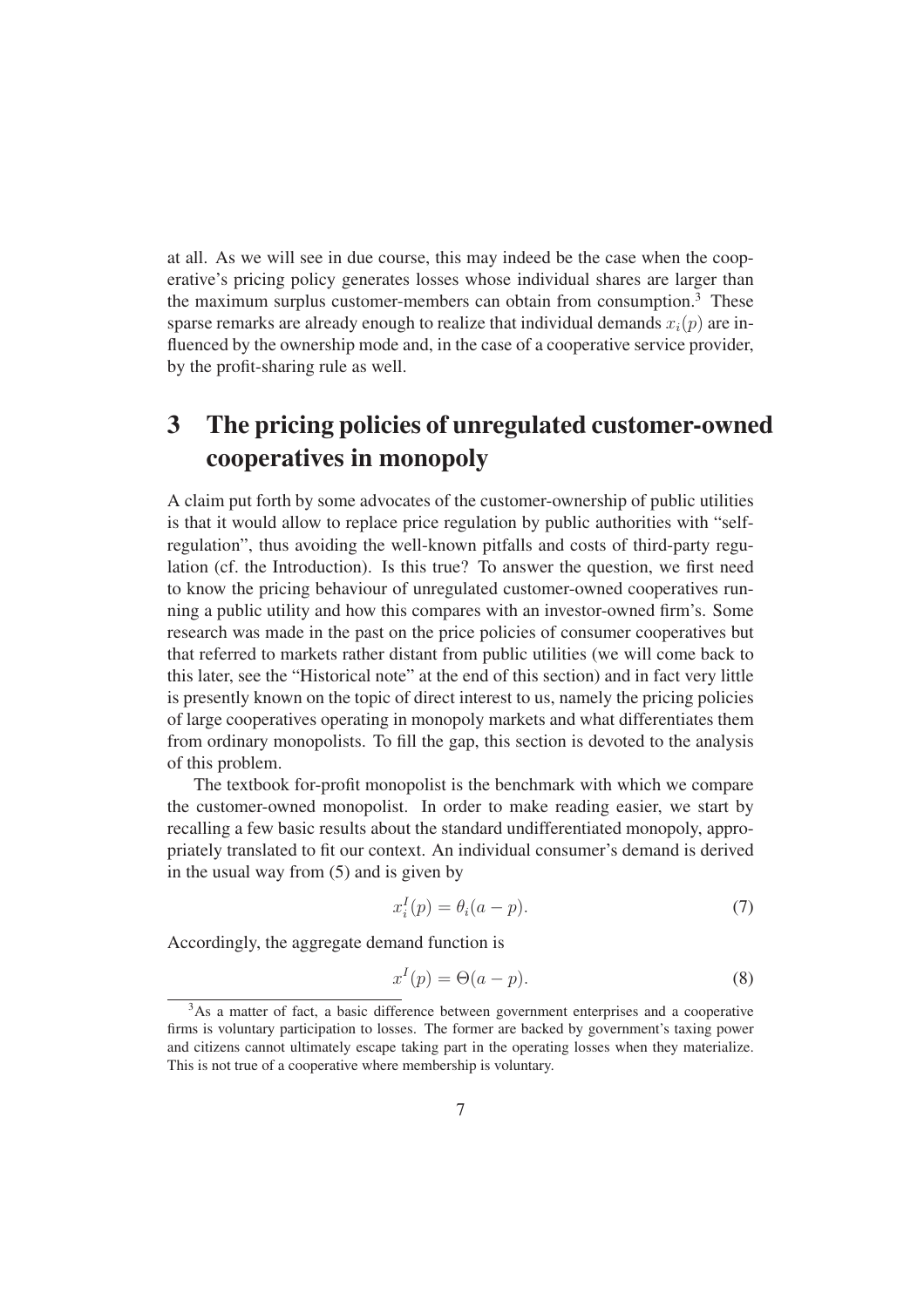at all. As we will see in due course, this may indeed be the case when the cooperative's pricing policy generates losses whose individual shares are larger than the maximum surplus customer-members can obtain from consumption.[3] These sparse remarks are already enough to realize that individual demands $x_i(p)$ are influenced by the ownership mode and, in the case of a cooperative service provider, by the profit-sharing rule as well.

# 3 The pricing policies of unregulated customer-owned cooperatives in monopoly

A claim put forth by some advocates of the customer-ownership of public utilities is that it would allow to replace price regulation by public authorities with "self-regulation", thus avoiding the well-known pitfalls and costs of third-party regulation (cf. the Introduction). Is this true? To answer the question, we first need to know the pricing behaviour of unregulated customer-owned cooperatives running a public utility and how this compares with an investor-owned firm's. Some research was made in the past on the price policies of consumer cooperatives but that referred to markets rather distant from public utilities (we will come back to this later, see the "Historical note" at the end of this section) and in fact very little is presently known on the topic of direct interest to us, namely the pricing policies of large cooperatives operating in monopoly markets and what differentiates them from ordinary monopolists. To fill the gap, this section is devoted to the analysis of this problem.

The textbook for-profit monopolist is the benchmark with which we compare the customer-owned monopolist. In order to make reading easier, we start by recalling a few basic results about the standard undifferentiated monopoly, appropriately translated to fit our context. An individual consumer's demand is derived in the usual way from (5) and is given by

$$x_i^I(p) = \theta_i(a - p). \tag{7}$$

Accordingly, the aggregate demand function is

$$x^I(p) = \Theta(a - p). \tag{8}$$

[3] As a matter of fact, a basic difference between government enterprises and a cooperative firms is voluntary participation to losses. The former are backed by government's taxing power and citizens cannot ultimately escape taking part in the operating losses when they materialize. This is not true of a cooperative where membership is voluntary.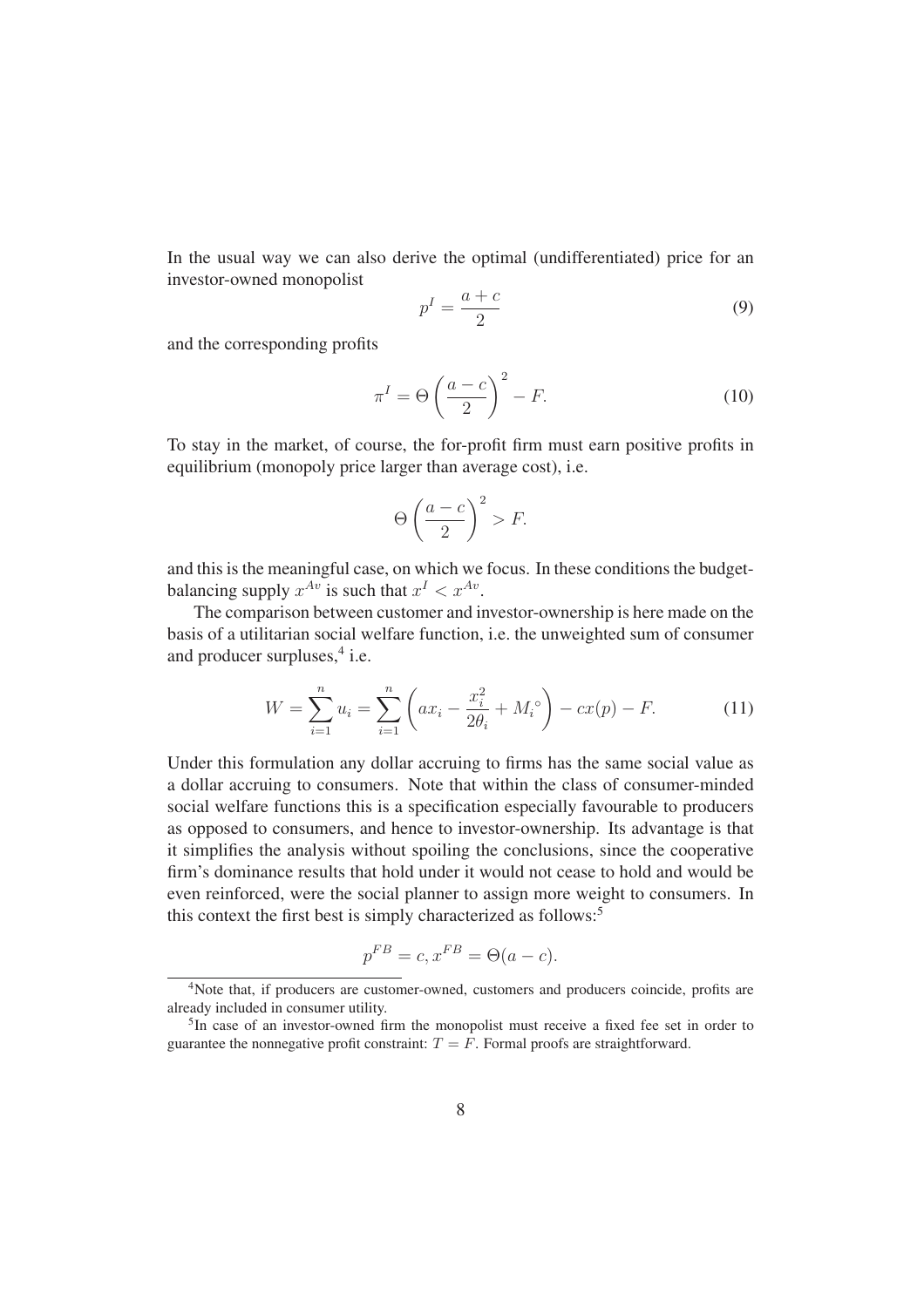In the usual way we can also derive the optimal (undifferentiated) price for an investor-owned monopolist

$$p^I = \frac{a+c}{2} \tag{9}$$

and the corresponding profits

$$\pi^I = \Theta \left( \frac{a-c}{2} \right)^2 - F. \tag{10}$$

To stay in the market, of course, the for-profit firm must earn positive profits in equilibrium (monopoly price larger than average cost), i.e.

$$\Theta \left( \frac{a-c}{2} \right)^2 > F.$$

and this is the meaningful case, on which we focus. In these conditions the budget-balancing supply $x^{Av}$ is such that $x^I < x^{Av}$.

The comparison between customer and investor-ownership is here made on the basis of a utilitarian social welfare function, i.e. the unweighted sum of consumer and producer surpluses,[4] i.e.

$$W = \sum_{i=1}^{n} u_i = \sum_{i=1}^{n} \left( ax_i - \frac{x_i^2}{2\theta_i} + M_i^\circ \right) - cx(p) - F. \tag{11}$$

Under this formulation any dollar accruing to firms has the same social value as a dollar accruing to consumers. Note that within the class of consumer-minded social welfare functions this is a specification especially favourable to producers as opposed to consumers, and hence to investor-ownership. Its advantage is that it simplifies the analysis without spoiling the conclusions, since the cooperative firm's dominance results that hold under it would not cease to hold and would be even reinforced, were the social planner to assign more weight to consumers. In this context the first best is simply characterized as follows:[5]

$$p^{FB} = c, x^{FB} = \Theta(a-c).$$

[4] Note that, if producers are customer-owned, customers and producers coincide, profits are already included in consumer utility.

[5] In case of an investor-owned firm the monopolist must receive a fixed fee set in order to guarantee the nonnegative profit constraint: $T = F$. Formal proofs are straightforward.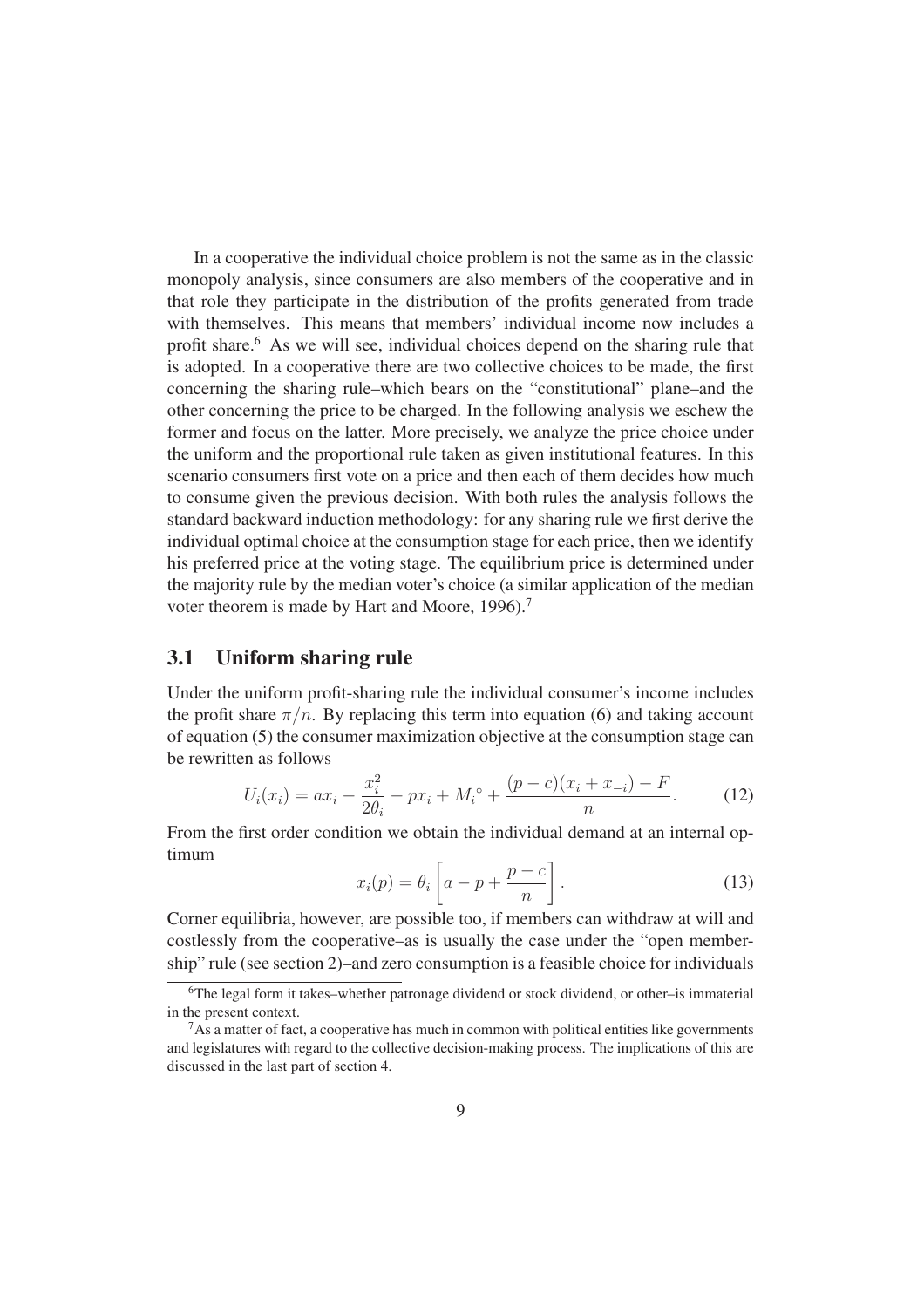In a cooperative the individual choice problem is not the same as in the classic monopoly analysis, since consumers are also members of the cooperative and in that role they participate in the distribution of the profits generated from trade with themselves. This means that members' individual income now includes a profit share.[6] As we will see, individual choices depend on the sharing rule that is adopted. In a cooperative there are two collective choices to be made, the first concerning the sharing rule–which bears on the "constitutional" plane–and the other concerning the price to be charged. In the following analysis we eschew the former and focus on the latter. More precisely, we analyze the price choice under the uniform and the proportional rule taken as given institutional features. In this scenario consumers first vote on a price and then each of them decides how much to consume given the previous decision. With both rules the analysis follows the standard backward induction methodology: for any sharing rule we first derive the individual optimal choice at the consumption stage for each price, then we identify his preferred price at the voting stage. The equilibrium price is determined under the majority rule by the median voter's choice (a similar application of the median voter theorem is made by Hart and Moore, 1996).[7]

## 3.1 Uniform sharing rule

Under the uniform profit-sharing rule the individual consumer's income includes the profit share $\pi/n$. By replacing this term into equation (6) and taking account of equation (5) the consumer maximization objective at the consumption stage can be rewritten as follows

$$U_i(x_i) = ax_i - \frac{x_i^2}{2\theta_i} - px_i + M_i^\circ + \frac{(p-c)(x_i + x_{-i}) - F}{n}. \tag{12}$$

From the first order condition we obtain the individual demand at an internal optimum

$$x_i(p) = \theta_i \left[ a - p + \frac{p-c}{n} \right]. \tag{13}$$

Corner equilibria, however, are possible too, if members can withdraw at will and costlessly from the cooperative–as is usually the case under the "open membership" rule (see section 2)–and zero consumption is a feasible choice for individuals

---

[6] The legal form it takes–whether patronage dividend or stock dividend, or other–is immaterial in the present context.

[7] As a matter of fact, a cooperative has much in common with political entities like governments and legislatures with regard to the collective decision-making process. The implications of this are discussed in the last part of section 4.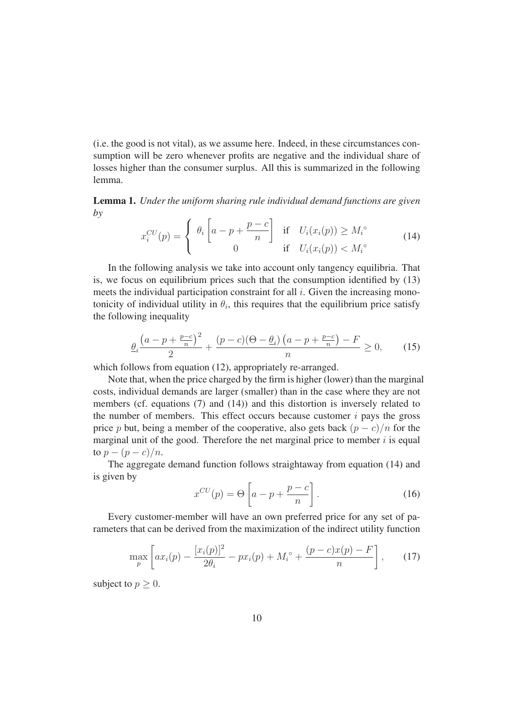(i.e. the good is not vital), as we assume here. Indeed, in these circumstances consumption will be zero whenever profits are negative and the individual share of losses higher than the consumer surplus. All this is summarized in the following lemma.

**Lemma 1.** *Under the uniform sharing rule individual demand functions are given by*

$$x_i^{CU}(p) = \begin{cases} \theta_i \left[ a - p + \dfrac{p-c}{n} \right] & \text{if} \quad U_i(x_i(p)) \geq M_i^\circ \\ 0 & \text{if} \quad U_i(x_i(p)) < M_i^\circ \end{cases} \tag{14}$$

In the following analysis we take into account only tangency equilibria. That is, we focus on equilibrium prices such that the consumption identified by (13) meets the individual participation constraint for all $i$. Given the increasing monotonicity of individual utility in $\theta_i$, this requires that the equilibrium price satisfy the following inequality

$$\underline{\theta}_i \frac{\left(a - p + \frac{p-c}{n}\right)^2}{2} + \frac{(p-c)(\Theta - \underline{\theta}_i)\left(a - p + \frac{p-c}{n}\right) - F}{n} \geq 0, \tag{15}$$

which follows from equation (12), appropriately re-arranged.

Note that, when the price charged by the firm is higher (lower) than the marginal costs, individual demands are larger (smaller) than in the case where they are not members (cf. equations (7) and (14)) and this distortion is inversely related to the number of members. This effect occurs because customer $i$ pays the gross price $p$ but, being a member of the cooperative, also gets back $(p-c)/n$ for the marginal unit of the good. Therefore the net marginal price to member $i$ is equal to $p - (p-c)/n$.

The aggregate demand function follows straightaway from equation (14) and is given by

$$x^{CU}(p) = \Theta \left[ a - p + \frac{p-c}{n} \right]. \tag{16}$$

Every customer-member will have an own preferred price for any set of parameters that can be derived from the maximization of the indirect utility function

$$\max_p \left[ a x_i(p) - \frac{[x_i(p)]^2}{2\theta_i} - p x_i(p) + M_i^\circ + \frac{(p-c)x(p) - F}{n} \right], \tag{17}$$

subject to $p \geq 0$.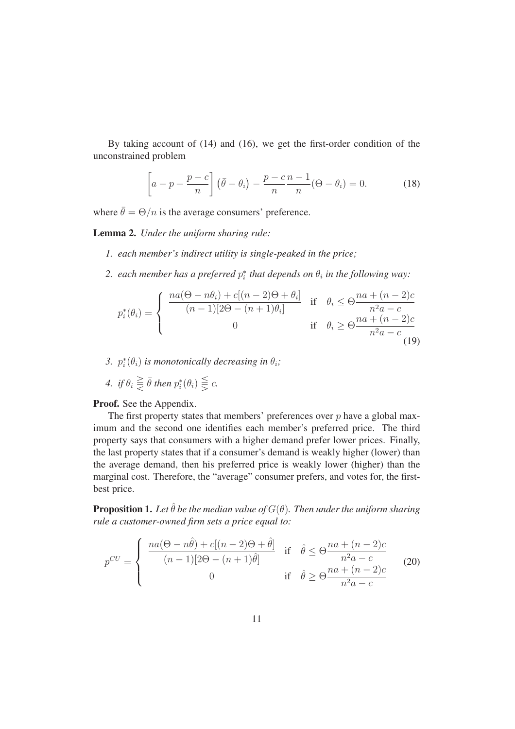By taking account of (14) and (16), we get the first-order condition of the unconstrained problem

$$\left[a - p + \frac{p-c}{n}\right]\left(\bar{\theta} - \theta_i\right) - \frac{p-c}{n}\frac{n-1}{n}(\Theta - \theta_i) = 0. \tag{18}$$

where $\bar{\theta} = \Theta/n$ is the average consumers' preference.

**Lemma 2.** *Under the uniform sharing rule:*

1. *each member's indirect utility is single-peaked in the price;*
2. *each member has a preferred $p_i^*$ that depends on $\theta_i$ in the following way:*

$$p_i^*(\theta_i) = \begin{cases} \dfrac{na(\Theta - n\theta_i) + c[(n-2)\Theta + \theta_i]}{(n-1)[2\Theta - (n+1)\theta_i]} & \text{if} \quad \theta_i \leq \Theta \dfrac{na + (n-2)c}{n^2 a - c} \\ 0 & \text{if} \quad \theta_i \geq \Theta \dfrac{na + (n-2)c}{n^2 a - c} \end{cases} \tag{19}$$

3. *$p_i^*(\theta_i)$ is monotonically decreasing in $\theta_i$;*
4. *if $\theta_i \gtreqless \bar{\theta}$ then $p_i^*(\theta_i) \lesseqgtr c$.*

**Proof.** See the Appendix.

The first property states that members' preferences over $p$ have a global maximum and the second one identifies each member's preferred price. The third property says that consumers with a higher demand prefer lower prices. Finally, the last property states that if a consumer's demand is weakly higher (lower) than the average demand, then his preferred price is weakly lower (higher) than the marginal cost. Therefore, the "average" consumer prefers, and votes for, the first-best price.

**Proposition 1.** *Let $\hat{\theta}$ be the median value of $G(\theta)$. Then under the uniform sharing rule a customer-owned firm sets a price equal to:*

$$p^{CU} = \begin{cases} \dfrac{na(\Theta - n\hat{\theta}) + c[(n-2)\Theta + \hat{\theta}]}{(n-1)[2\Theta - (n+1)\hat{\theta}]} & \text{if} \quad \hat{\theta} \leq \Theta \dfrac{na + (n-2)c}{n^2 a - c} \\ 0 & \text{if} \quad \hat{\theta} \geq \Theta \dfrac{na + (n-2)c}{n^2 a - c} \end{cases} \tag{20}$$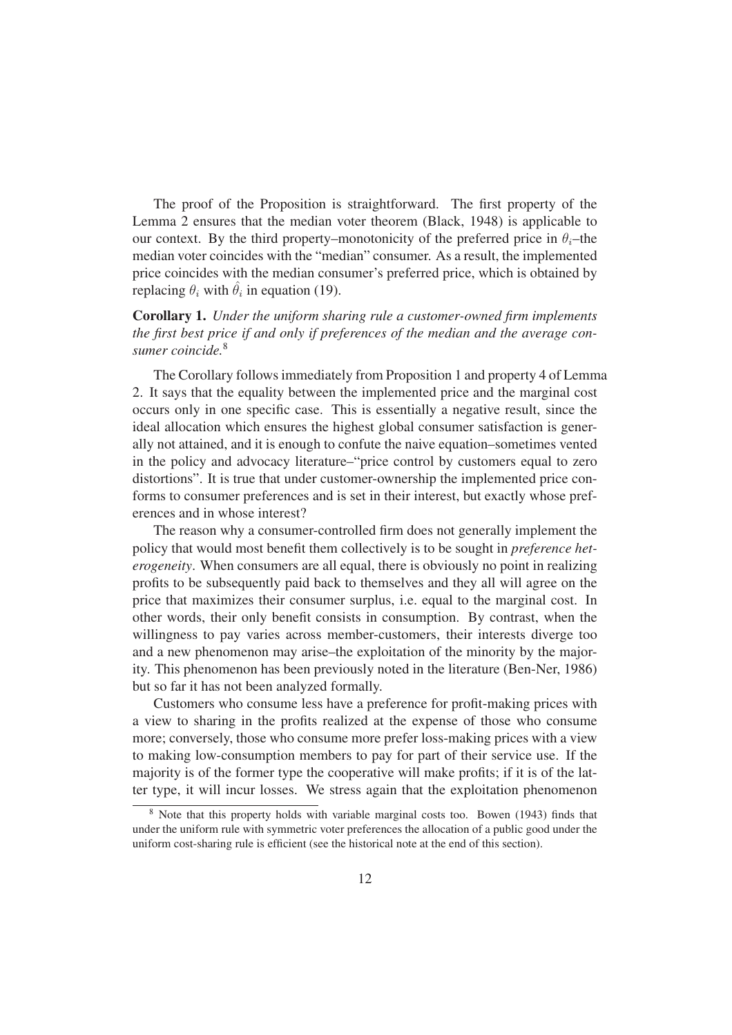The proof of the Proposition is straightforward. The first property of the Lemma 2 ensures that the median voter theorem (Black, 1948) is applicable to our context. By the third property–monotonicity of the preferred price in $\theta_i$–the median voter coincides with the "median" consumer. As a result, the implemented price coincides with the median consumer's preferred price, which is obtained by replacing $\theta_i$ with $\hat{\theta}_i$ in equation (19).

**Corollary 1.** *Under the uniform sharing rule a customer-owned firm implements the first best price if and only if preferences of the median and the average consumer coincide.*[8]

The Corollary follows immediately from Proposition 1 and property 4 of Lemma 2. It says that the equality between the implemented price and the marginal cost occurs only in one specific case. This is essentially a negative result, since the ideal allocation which ensures the highest global consumer satisfaction is generally not attained, and it is enough to confute the naive equation–sometimes vented in the policy and advocacy literature–"price control by customers equal to zero distortions". It is true that under customer-ownership the implemented price conforms to consumer preferences and is set in their interest, but exactly whose preferences and in whose interest?

The reason why a consumer-controlled firm does not generally implement the policy that would most benefit them collectively is to be sought in *preference heterogeneity*. When consumers are all equal, there is obviously no point in realizing profits to be subsequently paid back to themselves and they all will agree on the price that maximizes their consumer surplus, i.e. equal to the marginal cost. In other words, their only benefit consists in consumption. By contrast, when the willingness to pay varies across member-customers, their interests diverge too and a new phenomenon may arise–the exploitation of the minority by the majority. This phenomenon has been previously noted in the literature (Ben-Ner, 1986) but so far it has not been analyzed formally.

Customers who consume less have a preference for profit-making prices with a view to sharing in the profits realized at the expense of those who consume more; conversely, those who consume more prefer loss-making prices with a view to making low-consumption members to pay for part of their service use. If the majority is of the former type the cooperative will make profits; if it is of the latter type, it will incur losses. We stress again that the exploitation phenomenon

[8] Note that this property holds with variable marginal costs too. Bowen (1943) finds that under the uniform rule with symmetric voter preferences the allocation of a public good under the uniform cost-sharing rule is efficient (see the historical note at the end of this section).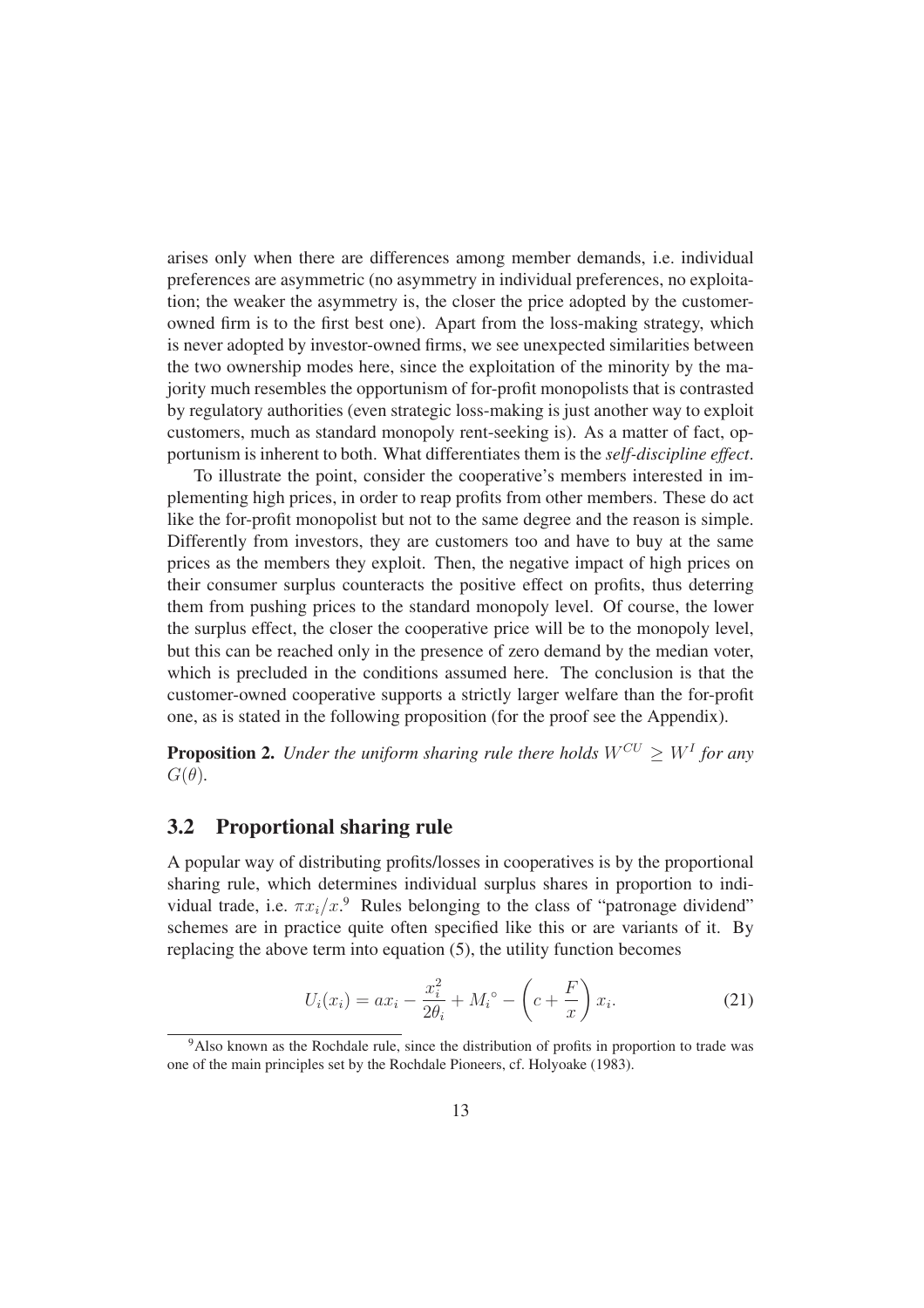arises only when there are differences among member demands, i.e. individual preferences are asymmetric (no asymmetry in individual preferences, no exploitation; the weaker the asymmetry is, the closer the price adopted by the customer-owned firm is to the first best one). Apart from the loss-making strategy, which is never adopted by investor-owned firms, we see unexpected similarities between the two ownership modes here, since the exploitation of the minority by the majority much resembles the opportunism of for-profit monopolists that is contrasted by regulatory authorities (even strategic loss-making is just another way to exploit customers, much as standard monopoly rent-seeking is). As a matter of fact, opportunism is inherent to both. What differentiates them is the ***self-discipline effect***.

To illustrate the point, consider the cooperative's members interested in implementing high prices, in order to reap profits from other members. These do act like the for-profit monopolist but not to the same degree and the reason is simple. Differently from investors, they are customers too and have to buy at the same prices as the members they exploit. Then, the negative impact of high prices on their consumer surplus counteracts the positive effect on profits, thus deterring them from pushing prices to the standard monopoly level. Of course, the lower the surplus effect, the closer the cooperative price will be to the monopoly level, but this can be reached only in the presence of zero demand by the median voter, which is precluded in the conditions assumed here. The conclusion is that the customer-owned cooperative supports a strictly larger welfare than the for-profit one, as is stated in the following proposition (for the proof see the Appendix).

**Proposition 2.** *Under the uniform sharing rule there holds $W^{CU} \geq W^{I}$ for any $G(\theta)$.*

## 3.2 Proportional sharing rule

A popular way of distributing profits/losses in cooperatives is by the proportional sharing rule, which determines individual surplus shares in proportion to individual trade, i.e. $\pi x_i/x$.[9] Rules belonging to the class of "patronage dividend" schemes are in practice quite often specified like this or are variants of it. By replacing the above term into equation (5), the utility function becomes

$$U_i(x_i) = ax_i - \frac{x_i^2}{2\theta_i} + M_i^{\circ} - \left(c + \frac{F}{x}\right)x_i. \tag{21}$$

[9]Also known as the Rochdale rule, since the distribution of profits in proportion to trade was one of the main principles set by the Rochdale Pioneers, cf. Holyoake (1983).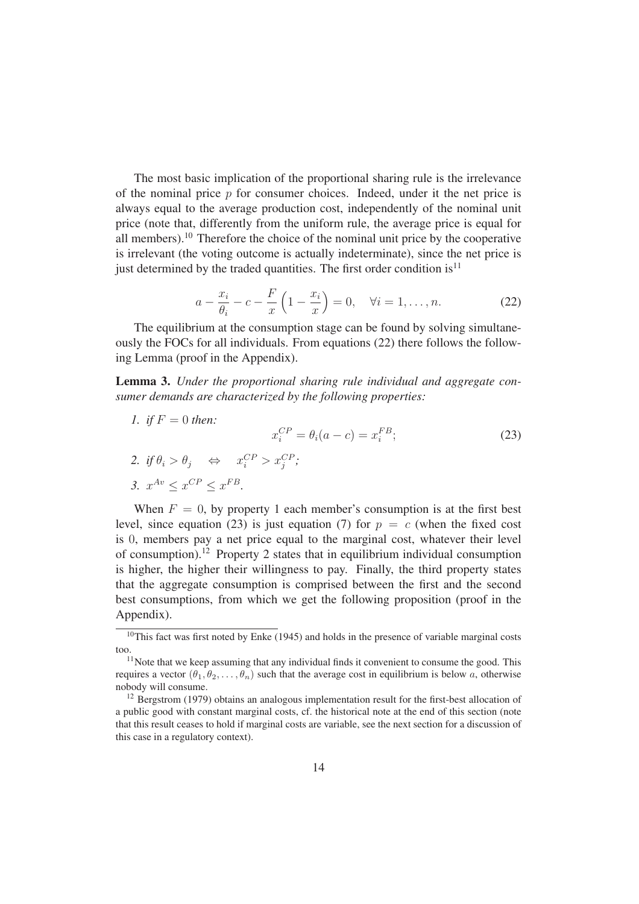The most basic implication of the proportional sharing rule is the irrelevance of the nominal price $p$ for consumer choices. Indeed, under it the net price is always equal to the average production cost, independently of the nominal unit price (note that, differently from the uniform rule, the average price is equal for all members).[10] Therefore the choice of the nominal unit price by the cooperative is irrelevant (the voting outcome is actually indeterminate), since the net price is just determined by the traded quantities. The first order condition is[11]

$$a - \frac{x_i}{\theta_i} - c - \frac{F}{x}\left(1 - \frac{x_i}{x}\right) = 0, \quad \forall i = 1, \dots, n. \tag{22}$$

The equilibrium at the consumption stage can be found by solving simultaneously the FOCs for all individuals. From equations (22) there follows the following Lemma (proof in the Appendix).

**Lemma 3.** *Under the proportional sharing rule individual and aggregate consumer demands are characterized by the following properties:*

1. *if $F = 0$ then:*
$$x_i^{CP} = \theta_i(a - c) = x_i^{FB}; \tag{23}$$
2. *if $\theta_i > \theta_j \quad \Leftrightarrow \quad x_i^{CP} > x_j^{CP}$;*
3. *$x^{Av} \leq x^{CP} \leq x^{FB}$.*

When $F = 0$, by property 1 each member's consumption is at the first best level, since equation (23) is just equation (7) for $p = c$ (when the fixed cost is 0, members pay a net price equal to the marginal cost, whatever their level of consumption).[12] Property 2 states that in equilibrium individual consumption is higher, the higher their willingness to pay. Finally, the third property states that the aggregate consumption is comprised between the first and the second best consumptions, from which we get the following proposition (proof in the Appendix).

[10] This fact was first noted by Enke (1945) and holds in the presence of variable marginal costs too.

[11] Note that we keep assuming that any individual finds it convenient to consume the good. This requires a vector $(\theta_1, \theta_2, \dots, \theta_n)$ such that the average cost in equilibrium is below $a$, otherwise nobody will consume.

[12] Bergstrom (1979) obtains an analogous implementation result for the first-best allocation of a public good with constant marginal costs, cf. the historical note at the end of this section (note that this result ceases to hold if marginal costs are variable, see the next section for a discussion of this case in a regulatory context).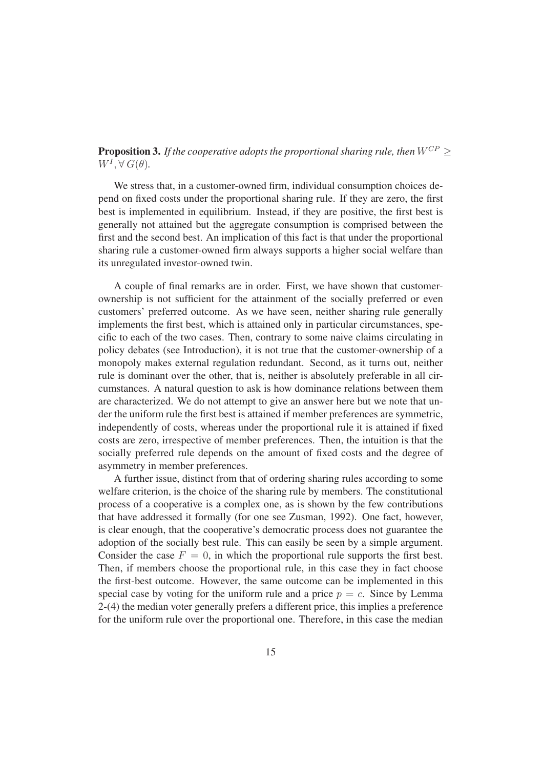**Proposition 3.** *If the cooperative adopts the proportional sharing rule, then $W^{CP} \geq W^{I}, \forall\, G(\theta)$.*

We stress that, in a customer-owned firm, individual consumption choices depend on fixed costs under the proportional sharing rule. If they are zero, the first best is implemented in equilibrium. Instead, if they are positive, the first best is generally not attained but the aggregate consumption is comprised between the first and the second best. An implication of this fact is that under the proportional sharing rule a customer-owned firm always supports a higher social welfare than its unregulated investor-owned twin.

A couple of final remarks are in order. First, we have shown that customer-ownership is not sufficient for the attainment of the socially preferred or even customers' preferred outcome. As we have seen, neither sharing rule generally implements the first best, which is attained only in particular circumstances, specific to each of the two cases. Then, contrary to some naive claims circulating in policy debates (see Introduction), it is not true that the customer-ownership of a monopoly makes external regulation redundant. Second, as it turns out, neither rule is dominant over the other, that is, neither is absolutely preferable in all circumstances. A natural question to ask is how dominance relations between them are characterized. We do not attempt to give an answer here but we note that under the uniform rule the first best is attained if member preferences are symmetric, independently of costs, whereas under the proportional rule it is attained if fixed costs are zero, irrespective of member preferences. Then, the intuition is that the socially preferred rule depends on the amount of fixed costs and the degree of asymmetry in member preferences.

A further issue, distinct from that of ordering sharing rules according to some welfare criterion, is the choice of the sharing rule by members. The constitutional process of a cooperative is a complex one, as is shown by the few contributions that have addressed it formally (for one see Zusman, 1992). One fact, however, is clear enough, that the cooperative's democratic process does not guarantee the adoption of the socially best rule. This can easily be seen by a simple argument. Consider the case $F = 0$, in which the proportional rule supports the first best. Then, if members choose the proportional rule, in this case they in fact choose the first-best outcome. However, the same outcome can be implemented in this special case by voting for the uniform rule and a price $p = c$. Since by Lemma 2-(4) the median voter generally prefers a different price, this implies a preference for the uniform rule over the proportional one. Therefore, in this case the median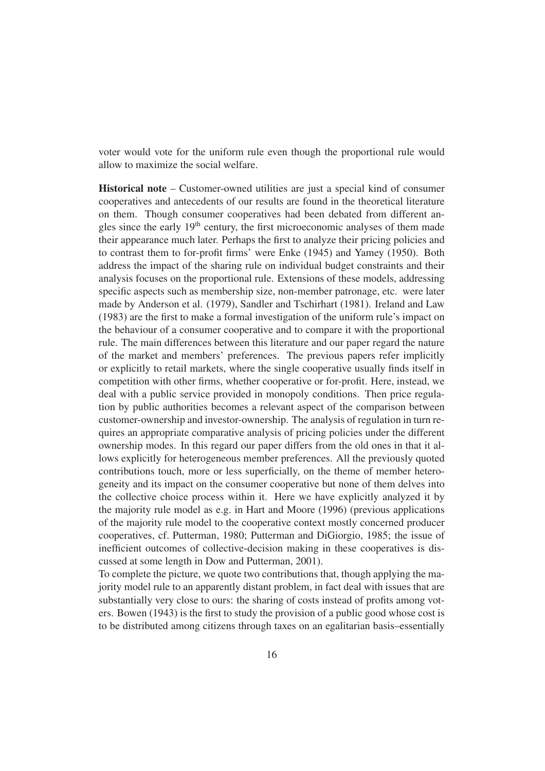voter would vote for the uniform rule even though the proportional rule would allow to maximize the social welfare.

**Historical note** – Customer-owned utilities are just a special kind of consumer cooperatives and antecedents of our results are found in the theoretical literature on them. Though consumer cooperatives had been debated from different angles since the early 19th century, the first microeconomic analyses of them made their appearance much later. Perhaps the first to analyze their pricing policies and to contrast them to for-profit firms' were Enke (1945) and Yamey (1950). Both address the impact of the sharing rule on individual budget constraints and their analysis focuses on the proportional rule. Extensions of these models, addressing specific aspects such as membership size, non-member patronage, etc. were later made by Anderson et al. (1979), Sandler and Tschirhart (1981). Ireland and Law (1983) are the first to make a formal investigation of the uniform rule's impact on the behaviour of a consumer cooperative and to compare it with the proportional rule. The main differences between this literature and our paper regard the nature of the market and members' preferences. The previous papers refer implicitly or explicitly to retail markets, where the single cooperative usually finds itself in competition with other firms, whether cooperative or for-profit. Here, instead, we deal with a public service provided in monopoly conditions. Then price regulation by public authorities becomes a relevant aspect of the comparison between customer-ownership and investor-ownership. The analysis of regulation in turn requires an appropriate comparative analysis of pricing policies under the different ownership modes. In this regard our paper differs from the old ones in that it allows explicitly for heterogeneous member preferences. All the previously quoted contributions touch, more or less superficially, on the theme of member heterogeneity and its impact on the consumer cooperative but none of them delves into the collective choice process within it. Here we have explicitly analyzed it by the majority rule model as e.g. in Hart and Moore (1996) (previous applications of the majority rule model to the cooperative context mostly concerned producer cooperatives, cf. Putterman, 1980; Putterman and DiGiorgio, 1985; the issue of inefficient outcomes of collective-decision making in these cooperatives is discussed at some length in Dow and Putterman, 2001).
To complete the picture, we quote two contributions that, though applying the majority model rule to an apparently distant problem, in fact deal with issues that are substantially very close to ours: the sharing of costs instead of profits among voters. Bowen (1943) is the first to study the provision of a public good whose cost is to be distributed among citizens through taxes on an egalitarian basis–essentially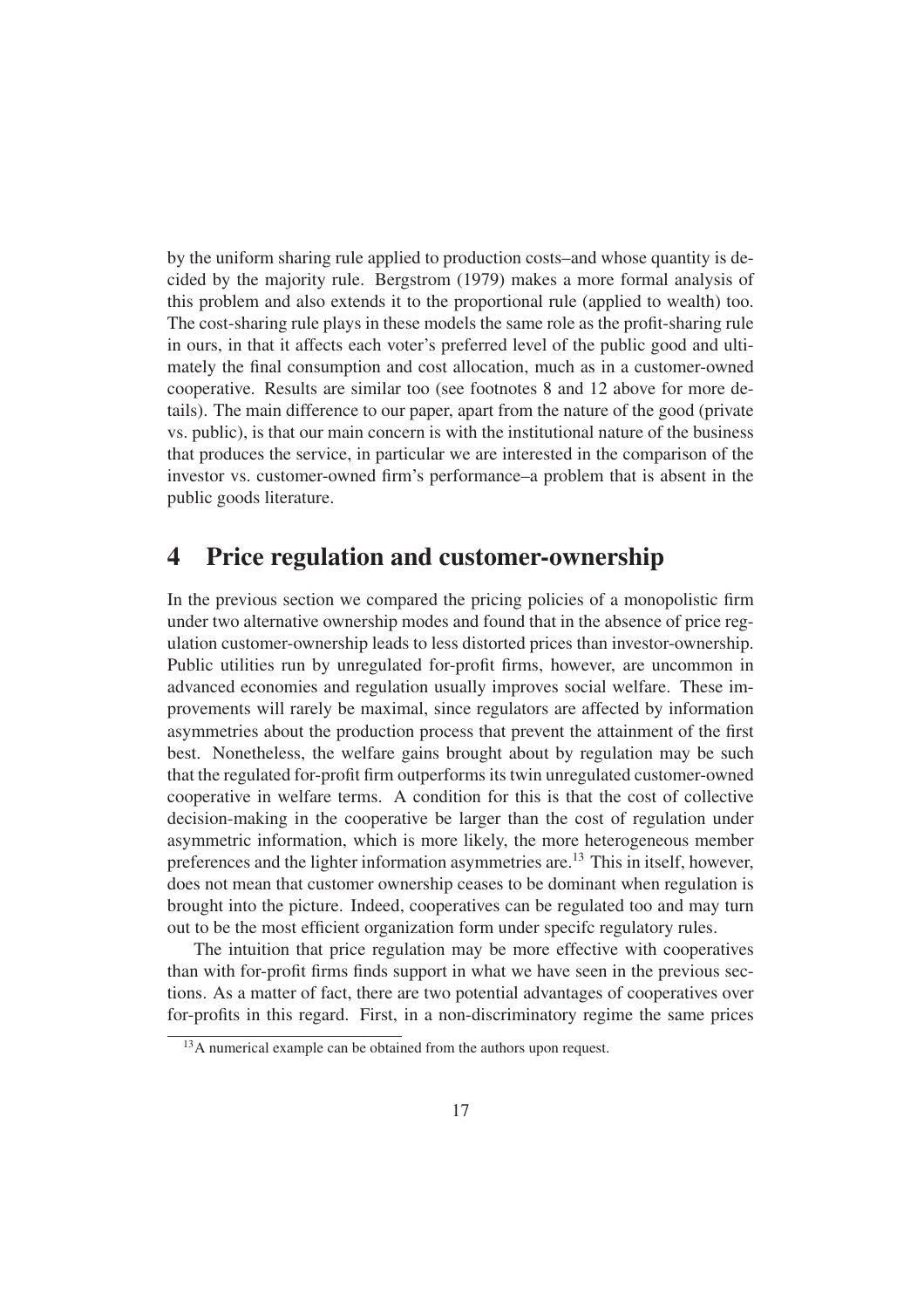by the uniform sharing rule applied to production costs–and whose quantity is decided by the majority rule. Bergstrom (1979) makes a more formal analysis of this problem and also extends it to the proportional rule (applied to wealth) too. The cost-sharing rule plays in these models the same role as the profit-sharing rule in ours, in that it affects each voter's preferred level of the public good and ultimately the final consumption and cost allocation, much as in a customer-owned cooperative. Results are similar too (see footnotes 8 and 12 above for more details). The main difference to our paper, apart from the nature of the good (private vs. public), is that our main concern is with the institutional nature of the business that produces the service, in particular we are interested in the comparison of the investor vs. customer-owned firm's performance–a problem that is absent in the public goods literature.

# 4 Price regulation and customer-ownership

In the previous section we compared the pricing policies of a monopolistic firm under two alternative ownership modes and found that in the absence of price regulation customer-ownership leads to less distorted prices than investor-ownership. Public utilities run by unregulated for-profit firms, however, are uncommon in advanced economies and regulation usually improves social welfare. These improvements will rarely be maximal, since regulators are affected by information asymmetries about the production process that prevent the attainment of the first best. Nonetheless, the welfare gains brought about by regulation may be such that the regulated for-profit firm outperforms its twin unregulated customer-owned cooperative in welfare terms. A condition for this is that the cost of collective decision-making in the cooperative be larger than the cost of regulation under asymmetric information, which is more likely, the more heterogeneous member preferences and the lighter information asymmetries are.[13] This in itself, however, does not mean that customer ownership ceases to be dominant when regulation is brought into the picture. Indeed, cooperatives can be regulated too and may turn out to be the most efficient organization form under specifc regulatory rules.

The intuition that price regulation may be more effective with cooperatives than with for-profit firms finds support in what we have seen in the previous sections. As a matter of fact, there are two potential advantages of cooperatives over for-profits in this regard. First, in a non-discriminatory regime the same prices

[13] A numerical example can be obtained from the authors upon request.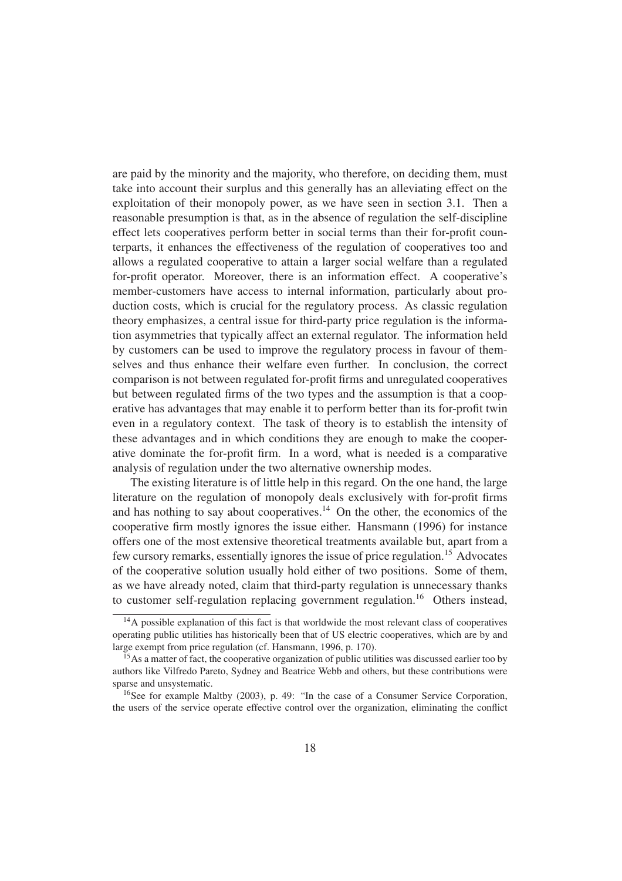are paid by the minority and the majority, who therefore, on deciding them, must take into account their surplus and this generally has an alleviating effect on the exploitation of their monopoly power, as we have seen in section 3.1. Then a reasonable presumption is that, as in the absence of regulation the self-discipline effect lets cooperatives perform better in social terms than their for-profit counterparts, it enhances the effectiveness of the regulation of cooperatives too and allows a regulated cooperative to attain a larger social welfare than a regulated for-profit operator. Moreover, there is an information effect. A cooperative's member-customers have access to internal information, particularly about production costs, which is crucial for the regulatory process. As classic regulation theory emphasizes, a central issue for third-party price regulation is the information asymmetries that typically affect an external regulator. The information held by customers can be used to improve the regulatory process in favour of themselves and thus enhance their welfare even further. In conclusion, the correct comparison is not between regulated for-profit firms and unregulated cooperatives but between regulated firms of the two types and the assumption is that a cooperative has advantages that may enable it to perform better than its for-profit twin even in a regulatory context. The task of theory is to establish the intensity of these advantages and in which conditions they are enough to make the cooperative dominate the for-profit firm. In a word, what is needed is a comparative analysis of regulation under the two alternative ownership modes.

The existing literature is of little help in this regard. On the one hand, the large literature on the regulation of monopoly deals exclusively with for-profit firms and has nothing to say about cooperatives.[14] On the other, the economics of the cooperative firm mostly ignores the issue either. Hansmann (1996) for instance offers one of the most extensive theoretical treatments available but, apart from a few cursory remarks, essentially ignores the issue of price regulation.[15] Advocates of the cooperative solution usually hold either of two positions. Some of them, as we have already noted, claim that third-party regulation is unnecessary thanks to customer self-regulation replacing government regulation.[16] Others instead,

[14] A possible explanation of this fact is that worldwide the most relevant class of cooperatives operating public utilities has historically been that of US electric cooperatives, which are by and large exempt from price regulation (cf. Hansmann, 1996, p. 170).

[15] As a matter of fact, the cooperative organization of public utilities was discussed earlier too by authors like Vilfredo Pareto, Sydney and Beatrice Webb and others, but these contributions were sparse and unsystematic.

[16] See for example Maltby (2003), p. 49: "In the case of a Consumer Service Corporation, the users of the service operate effective control over the organization, eliminating the conflict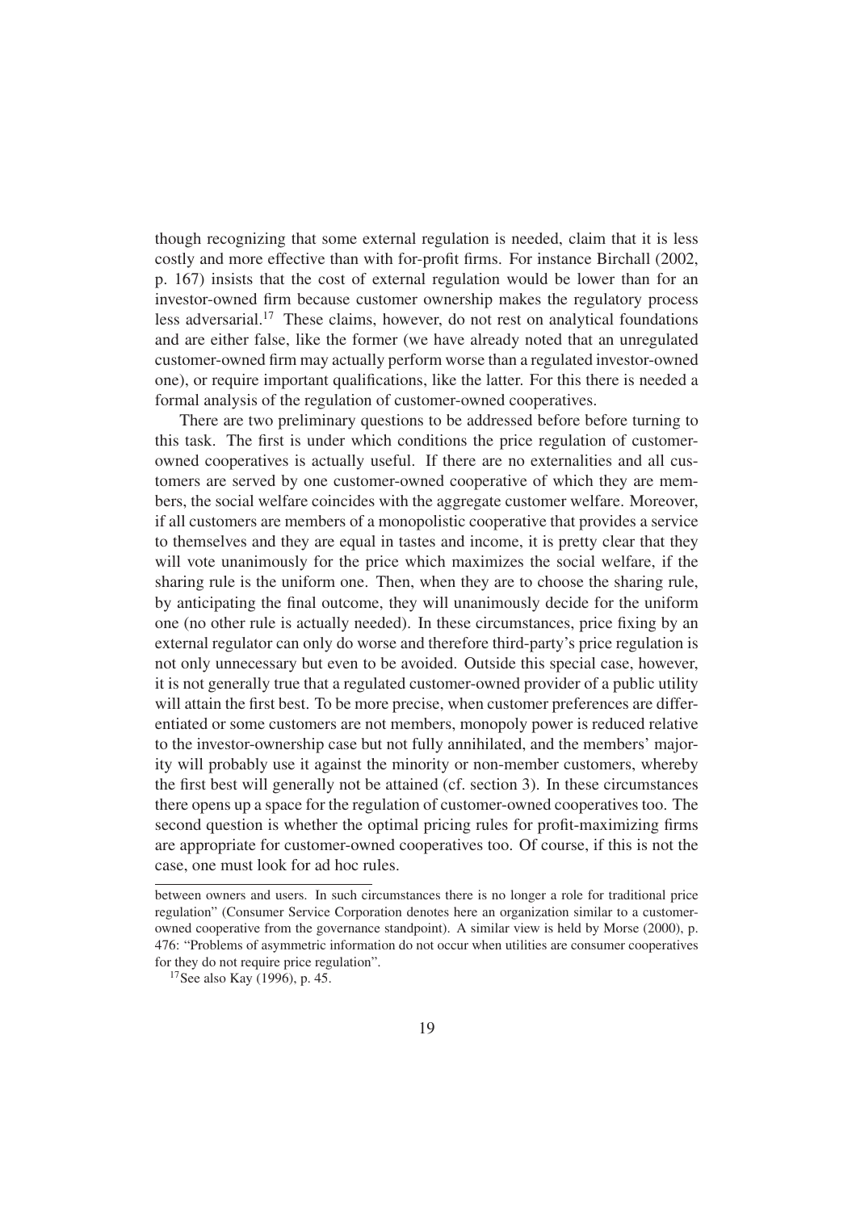though recognizing that some external regulation is needed, claim that it is less costly and more effective than with for-profit firms. For instance Birchall (2002, p. 167) insists that the cost of external regulation would be lower than for an investor-owned firm because customer ownership makes the regulatory process less adversarial.[17] These claims, however, do not rest on analytical foundations and are either false, like the former (we have already noted that an unregulated customer-owned firm may actually perform worse than a regulated investor-owned one), or require important qualifications, like the latter. For this there is needed a formal analysis of the regulation of customer-owned cooperatives.

There are two preliminary questions to be addressed before before turning to this task. The first is under which conditions the price regulation of customer-owned cooperatives is actually useful. If there are no externalities and all customers are served by one customer-owned cooperative of which they are members, the social welfare coincides with the aggregate customer welfare. Moreover, if all customers are members of a monopolistic cooperative that provides a service to themselves and they are equal in tastes and income, it is pretty clear that they will vote unanimously for the price which maximizes the social welfare, if the sharing rule is the uniform one. Then, when they are to choose the sharing rule, by anticipating the final outcome, they will unanimously decide for the uniform one (no other rule is actually needed). In these circumstances, price fixing by an external regulator can only do worse and therefore third-party's price regulation is not only unnecessary but even to be avoided. Outside this special case, however, it is not generally true that a regulated customer-owned provider of a public utility will attain the first best. To be more precise, when customer preferences are differentiated or some customers are not members, monopoly power is reduced relative to the investor-ownership case but not fully annihilated, and the members' majority will probably use it against the minority or non-member customers, whereby the first best will generally not be attained (cf. section 3). In these circumstances there opens up a space for the regulation of customer-owned cooperatives too. The second question is whether the optimal pricing rules for profit-maximizing firms are appropriate for customer-owned cooperatives too. Of course, if this is not the case, one must look for ad hoc rules.

between owners and users. In such circumstances there is no longer a role for traditional price regulation" (Consumer Service Corporation denotes here an organization similar to a customer-owned cooperative from the governance standpoint). A similar view is held by Morse (2000), p. 476: "Problems of asymmetric information do not occur when utilities are consumer cooperatives for they do not require price regulation".

[17] See also Kay (1996), p. 45.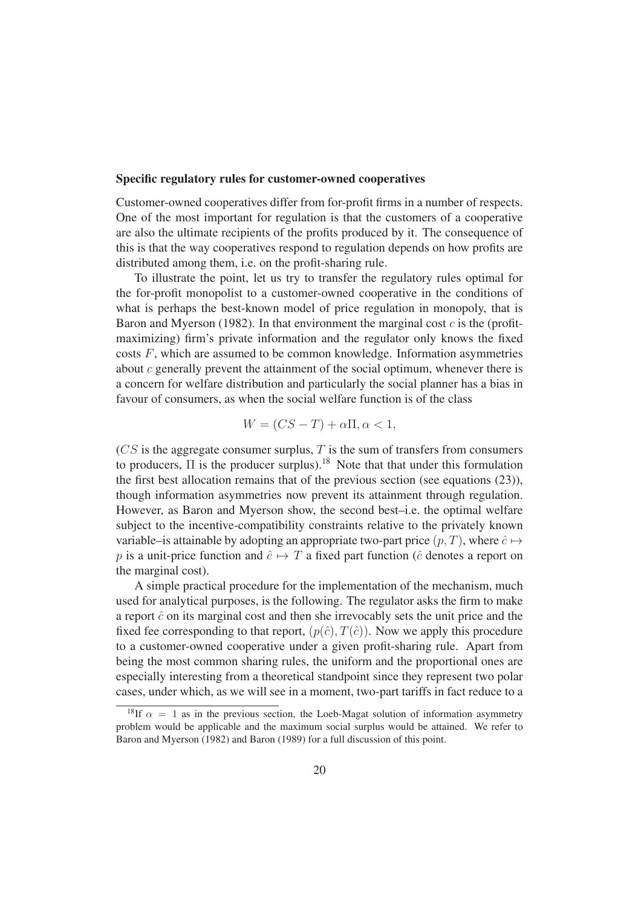**Specific regulatory rules for customer-owned cooperatives**

Customer-owned cooperatives differ from for-profit firms in a number of respects. One of the most important for regulation is that the customers of a cooperative are also the ultimate recipients of the profits produced by it. The consequence of this is that the way cooperatives respond to regulation depends on how profits are distributed among them, i.e. on the profit-sharing rule.

To illustrate the point, let us try to transfer the regulatory rules optimal for the for-profit monopolist to a customer-owned cooperative in the conditions of what is perhaps the best-known model of price regulation in monopoly, that is Baron and Myerson (1982). In that environment the marginal cost $c$ is the (profit-maximizing) firm's private information and the regulator only knows the fixed costs $F$, which are assumed to be common knowledge. Information asymmetries about $c$ generally prevent the attainment of the social optimum, whenever there is a concern for welfare distribution and particularly the social planner has a bias in favour of consumers, as when the social welfare function is of the class

$$W = (CS - T) + \alpha\Pi, \alpha < 1,$$

($CS$ is the aggregate consumer surplus, $T$ is the sum of transfers from consumers to producers, $\Pi$ is the producer surplus).[18] Note that that under this formulation the first best allocation remains that of the previous section (see equations (23)), though information asymmetries now prevent its attainment through regulation. However, as Baron and Myerson show, the second best–i.e. the optimal welfare subject to the incentive-compatibility constraints relative to the privately known variable–is attainable by adopting an appropriate two-part price $(p, T)$, where $\hat{c} \mapsto p$ is a unit-price function and $\hat{c} \mapsto T$ a fixed part function ($\hat{c}$ denotes a report on the marginal cost).

A simple practical procedure for the implementation of the mechanism, much used for analytical purposes, is the following. The regulator asks the firm to make a report $\hat{c}$ on its marginal cost and then she irrevocably sets the unit price and the fixed fee corresponding to that report, $(p(\hat{c}), T(\hat{c}))$. Now we apply this procedure to a customer-owned cooperative under a given profit-sharing rule. Apart from being the most common sharing rules, the uniform and the proportional ones are especially interesting from a theoretical standpoint since they represent two polar cases, under which, as we will see in a moment, two-part tariffs in fact reduce to a

[18] If $\alpha = 1$ as in the previous section, the Loeb-Magat solution of information asymmetry problem would be applicable and the maximum social surplus would be attained. We refer to Baron and Myerson (1982) and Baron (1989) for a full discussion of this point.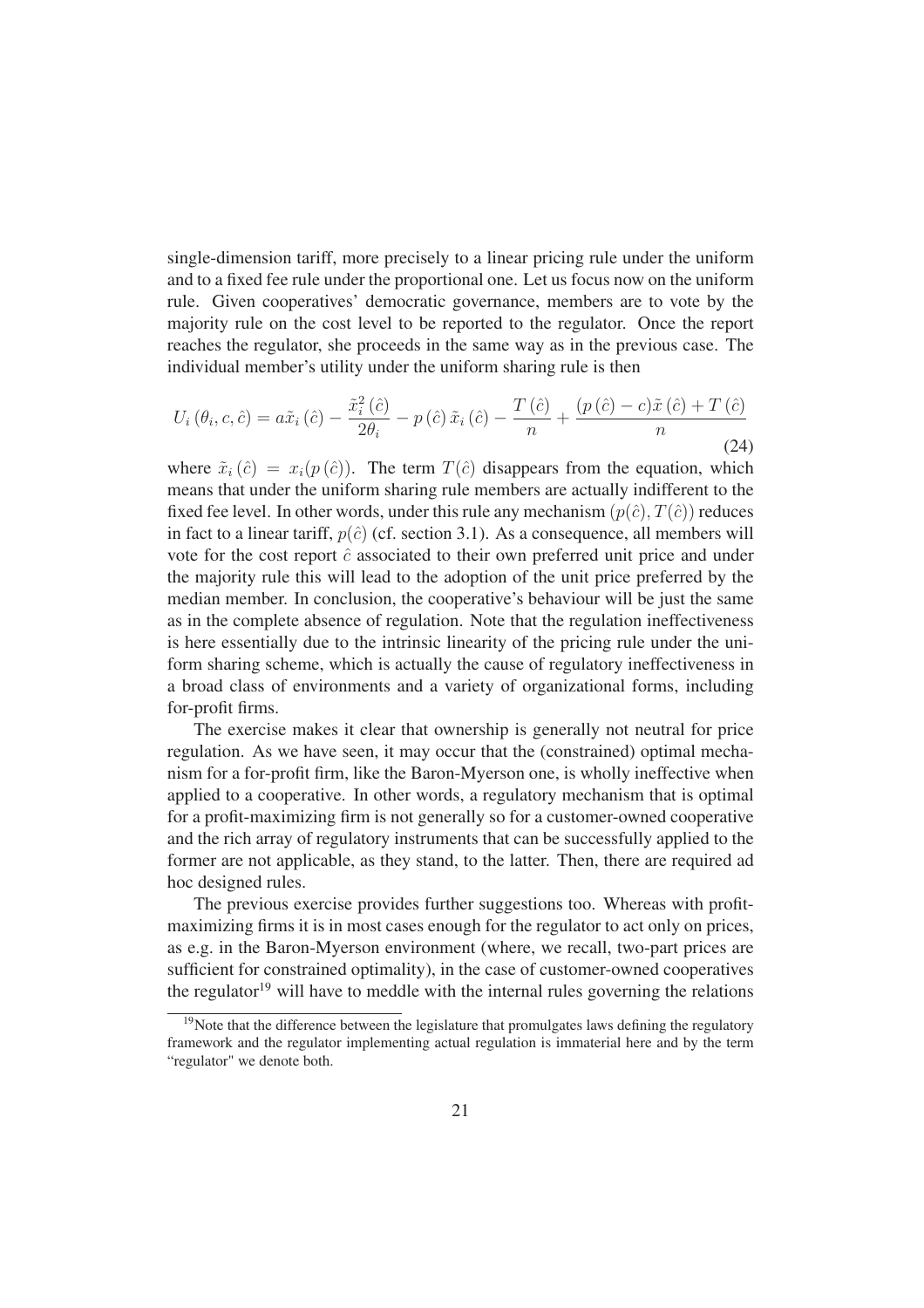single-dimension tariff, more precisely to a linear pricing rule under the uniform and to a fixed fee rule under the proportional one. Let us focus now on the uniform rule. Given cooperatives' democratic governance, members are to vote by the majority rule on the cost level to be reported to the regulator. Once the report reaches the regulator, she proceeds in the same way as in the previous case. The individual member's utility under the uniform sharing rule is then

$$U_i(\theta_i, c, \hat{c}) = a\tilde{x}_i(\hat{c}) - \frac{\tilde{x}_i^2(\hat{c})}{2\theta_i} - p(\hat{c})\tilde{x}_i(\hat{c}) - \frac{T(\hat{c})}{n} + \frac{(p(\hat{c}) - c)\tilde{x}(\hat{c}) + T(\hat{c})}{n} \tag{24}$$

where $\tilde{x}_i(\hat{c}) = x_i(p(\hat{c}))$. The term $T(\hat{c})$ disappears from the equation, which means that under the uniform sharing rule members are actually indifferent to the fixed fee level. In other words, under this rule any mechanism $(p(\hat{c}), T(\hat{c}))$ reduces in fact to a linear tariff, $p(\hat{c})$ (cf. section 3.1). As a consequence, all members will vote for the cost report $\hat{c}$ associated to their own preferred unit price and under the majority rule this will lead to the adoption of the unit price preferred by the median member. In conclusion, the cooperative's behaviour will be just the same as in the complete absence of regulation. Note that the regulation ineffectiveness is here essentially due to the intrinsic linearity of the pricing rule under the uniform sharing scheme, which is actually the cause of regulatory ineffectiveness in a broad class of environments and a variety of organizational forms, including for-profit firms.

The exercise makes it clear that ownership is generally not neutral for price regulation. As we have seen, it may occur that the (constrained) optimal mechanism for a for-profit firm, like the Baron-Myerson one, is wholly ineffective when applied to a cooperative. In other words, a regulatory mechanism that is optimal for a profit-maximizing firm is not generally so for a customer-owned cooperative and the rich array of regulatory instruments that can be successfully applied to the former are not applicable, as they stand, to the latter. Then, there are required ad hoc designed rules.

The previous exercise provides further suggestions too. Whereas with profit-maximizing firms it is in most cases enough for the regulator to act only on prices, as e.g. in the Baron-Myerson environment (where, we recall, two-part prices are sufficient for constrained optimality), in the case of customer-owned cooperatives the regulator[19] will have to meddle with the internal rules governing the relations

[19] Note that the difference between the legislature that promulgates laws defining the regulatory framework and the regulator implementing actual regulation is immaterial here and by the term "regulator" we denote both.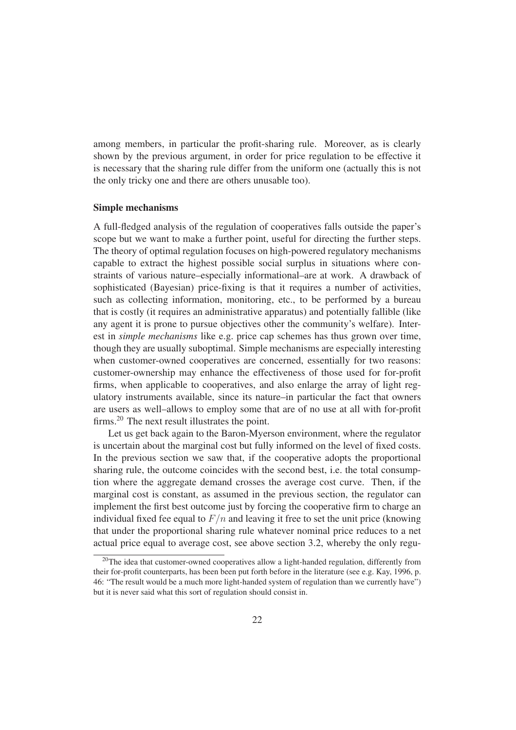among members, in particular the profit-sharing rule. Moreover, as is clearly shown by the previous argument, in order for price regulation to be effective it is necessary that the sharing rule differ from the uniform one (actually this is not the only tricky one and there are others unusable too).

### Simple mechanisms

A full-fledged analysis of the regulation of cooperatives falls outside the paper's scope but we want to make a further point, useful for directing the further steps. The theory of optimal regulation focuses on high-powered regulatory mechanisms capable to extract the highest possible social surplus in situations where constraints of various nature–especially informational–are at work. A drawback of sophisticated (Bayesian) price-fixing is that it requires a number of activities, such as collecting information, monitoring, etc., to be performed by a bureau that is costly (it requires an administrative apparatus) and potentially fallible (like any agent it is prone to pursue objectives other the community's welfare). Interest in *simple mechanisms* like e.g. price cap schemes has thus grown over time, though they are usually suboptimal. Simple mechanisms are especially interesting when customer-owned cooperatives are concerned, essentially for two reasons: customer-ownership may enhance the effectiveness of those used for for-profit firms, when applicable to cooperatives, and also enlarge the array of light regulatory instruments available, since its nature–in particular the fact that owners are users as well–allows to employ some that are of no use at all with for-profit firms.[20] The next result illustrates the point.

Let us get back again to the Baron-Myerson environment, where the regulator is uncertain about the marginal cost but fully informed on the level of fixed costs. In the previous section we saw that, if the cooperative adopts the proportional sharing rule, the outcome coincides with the second best, i.e. the total consumption where the aggregate demand crosses the average cost curve. Then, if the marginal cost is constant, as assumed in the previous section, the regulator can implement the first best outcome just by forcing the cooperative firm to charge an individual fixed fee equal to $F/n$ and leaving it free to set the unit price (knowing that under the proportional sharing rule whatever nominal price reduces to a net actual price equal to average cost, see above section 3.2, whereby the only regu-

[20]The idea that customer-owned cooperatives allow a light-handed regulation, differently from their for-profit counterparts, has been been put forth before in the literature (see e.g. Kay, 1996, p. 46: "The result would be a much more light-handed system of regulation than we currently have") but it is never said what this sort of regulation should consist in.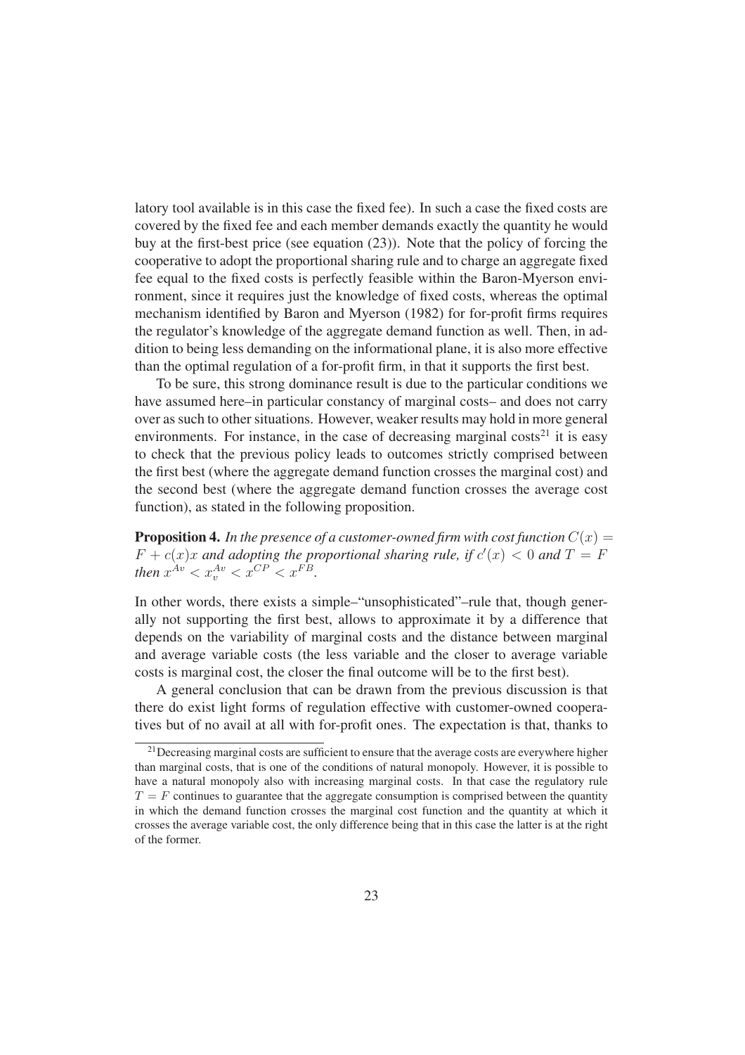latory tool available is in this case the fixed fee). In such a case the fixed costs are covered by the fixed fee and each member demands exactly the quantity he would buy at the first-best price (see equation (23)). Note that the policy of forcing the cooperative to adopt the proportional sharing rule and to charge an aggregate fixed fee equal to the fixed costs is perfectly feasible within the Baron-Myerson environment, since it requires just the knowledge of fixed costs, whereas the optimal mechanism identified by Baron and Myerson (1982) for for-profit firms requires the regulator's knowledge of the aggregate demand function as well. Then, in addition to being less demanding on the informational plane, it is also more effective than the optimal regulation of a for-profit firm, in that it supports the first best.

To be sure, this strong dominance result is due to the particular conditions we have assumed here–in particular constancy of marginal costs– and does not carry over as such to other situations. However, weaker results may hold in more general environments. For instance, in the case of decreasing marginal costs[21] it is easy to check that the previous policy leads to outcomes strictly comprised between the first best (where the aggregate demand function crosses the marginal cost) and the second best (where the aggregate demand function crosses the average cost function), as stated in the following proposition.

**Proposition 4.** *In the presence of a customer-owned firm with cost function $C(x) = F + c(x)x$ and adopting the proportional sharing rule, if $c'(x) < 0$ and $T = F$ then $x^{Av} < x_v^{Av} < x^{CP} < x^{FB}$.*

In other words, there exists a simple–"unsophisticated"–rule that, though generally not supporting the first best, allows to approximate it by a difference that depends on the variability of marginal costs and the distance between marginal and average variable costs (the less variable and the closer to average variable costs is marginal cost, the closer the final outcome will be to the first best).

A general conclusion that can be drawn from the previous discussion is that there do exist light forms of regulation effective with customer-owned cooperatives but of no avail at all with for-profit ones. The expectation is that, thanks to

[21] Decreasing marginal costs are sufficient to ensure that the average costs are everywhere higher than marginal costs, that is one of the conditions of natural monopoly. However, it is possible to have a natural monopoly also with increasing marginal costs. In that case the regulatory rule $T = F$ continues to guarantee that the aggregate consumption is comprised between the quantity in which the demand function crosses the marginal cost function and the quantity at which it crosses the average variable cost, the only difference being that in this case the latter is at the right of the former.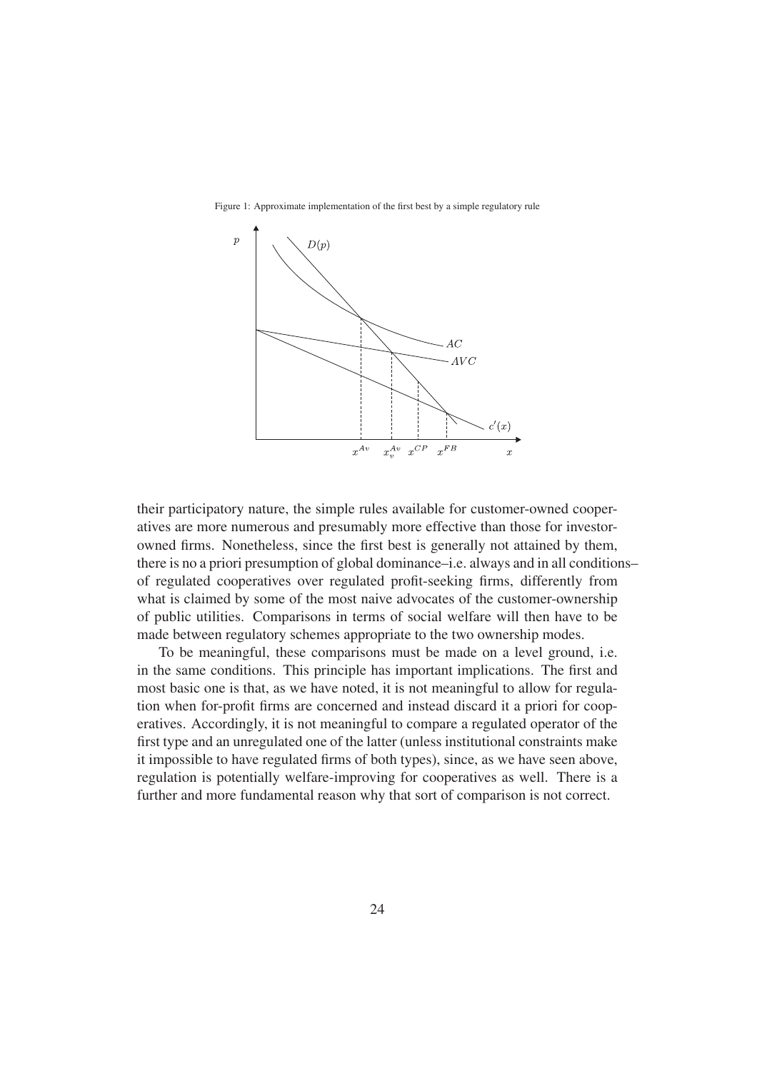Figure 1: Approximate implementation of the first best by a simple regulatory rule

their participatory nature, the simple rules available for customer-owned cooperatives are more numerous and presumably more effective than those for investor-owned firms. Nonetheless, since the first best is generally not attained by them, there is no a priori presumption of global dominance–i.e. always and in all conditions– of regulated cooperatives over regulated profit-seeking firms, differently from what is claimed by some of the most naive advocates of the customer-ownership of public utilities. Comparisons in terms of social welfare will then have to be made between regulatory schemes appropriate to the two ownership modes.

To be meaningful, these comparisons must be made on a level ground, i.e. in the same conditions. This principle has important implications. The first and most basic one is that, as we have noted, it is not meaningful to allow for regulation when for-profit firms are concerned and instead discard it a priori for cooperatives. Accordingly, it is not meaningful to compare a regulated operator of the first type and an unregulated one of the latter (unless institutional constraints make it impossible to have regulated firms of both types), since, as we have seen above, regulation is potentially welfare-improving for cooperatives as well. There is a further and more fundamental reason why that sort of comparison is not correct.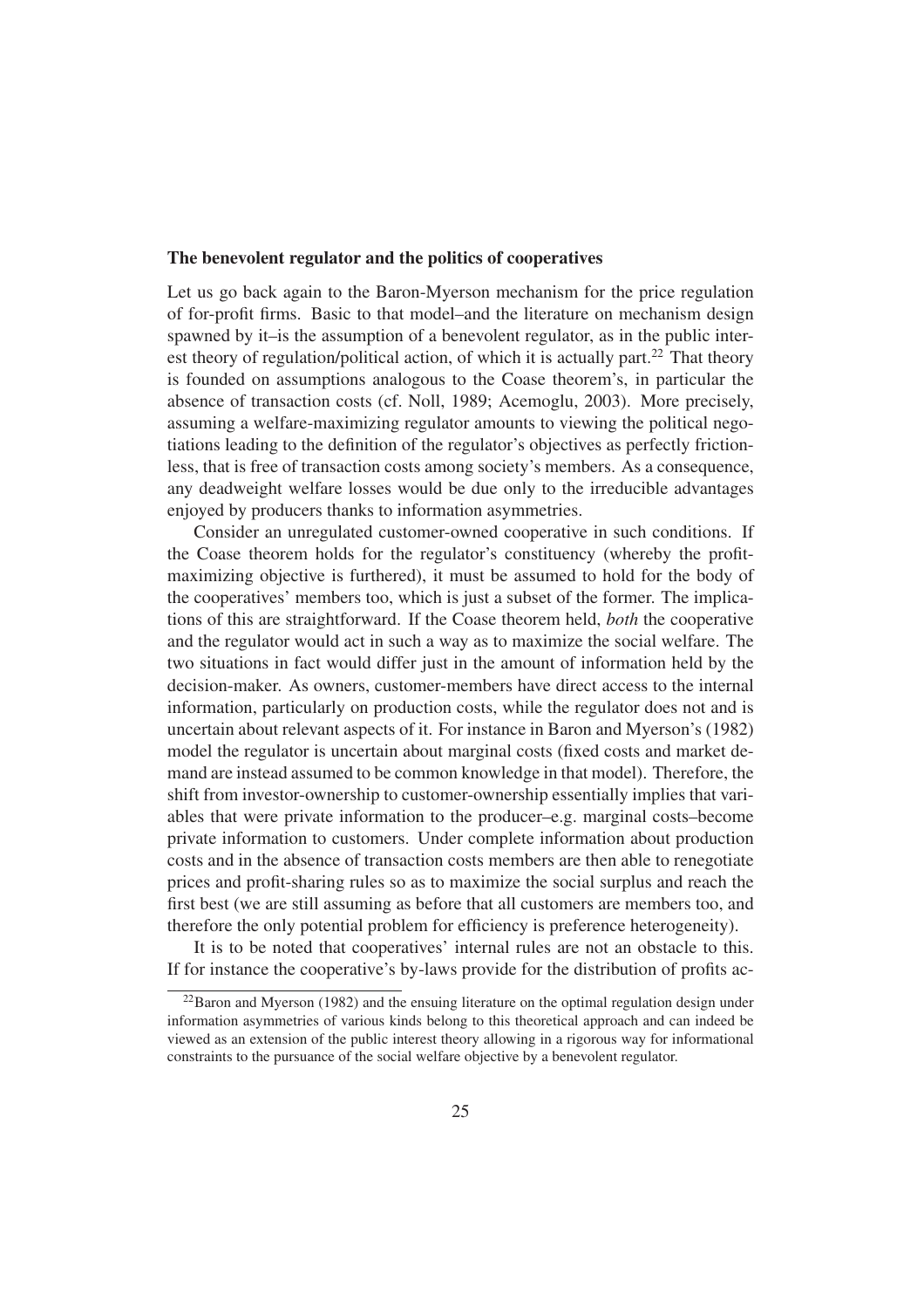### The benevolent regulator and the politics of cooperatives

Let us go back again to the Baron-Myerson mechanism for the price regulation of for-profit firms. Basic to that model–and the literature on mechanism design spawned by it–is the assumption of a benevolent regulator, as in the public interest theory of regulation/political action, of which it is actually part.[22] That theory is founded on assumptions analogous to the Coase theorem's, in particular the absence of transaction costs (cf. Noll, 1989; Acemoglu, 2003). More precisely, assuming a welfare-maximizing regulator amounts to viewing the political negotiations leading to the definition of the regulator's objectives as perfectly frictionless, that is free of transaction costs among society's members. As a consequence, any deadweight welfare losses would be due only to the irreducible advantages enjoyed by producers thanks to information asymmetries.

Consider an unregulated customer-owned cooperative in such conditions. If the Coase theorem holds for the regulator's constituency (whereby the profit-maximizing objective is furthered), it must be assumed to hold for the body of the cooperatives' members too, which is just a subset of the former. The implications of this are straightforward. If the Coase theorem held, *both* the cooperative and the regulator would act in such a way as to maximize the social welfare. The two situations in fact would differ just in the amount of information held by the decision-maker. As owners, customer-members have direct access to the internal information, particularly on production costs, while the regulator does not and is uncertain about relevant aspects of it. For instance in Baron and Myerson's (1982) model the regulator is uncertain about marginal costs (fixed costs and market demand are instead assumed to be common knowledge in that model). Therefore, the shift from investor-ownership to customer-ownership essentially implies that variables that were private information to the producer–e.g. marginal costs–become private information to customers. Under complete information about production costs and in the absence of transaction costs members are then able to renegotiate prices and profit-sharing rules so as to maximize the social surplus and reach the first best (we are still assuming as before that all customers are members too, and therefore the only potential problem for efficiency is preference heterogeneity).

It is to be noted that cooperatives' internal rules are not an obstacle to this. If for instance the cooperative's by-laws provide for the distribution of profits ac-

[22] Baron and Myerson (1982) and the ensuing literature on the optimal regulation design under information asymmetries of various kinds belong to this theoretical approach and can indeed be viewed as an extension of the public interest theory allowing in a rigorous way for informational constraints to the pursuance of the social welfare objective by a benevolent regulator.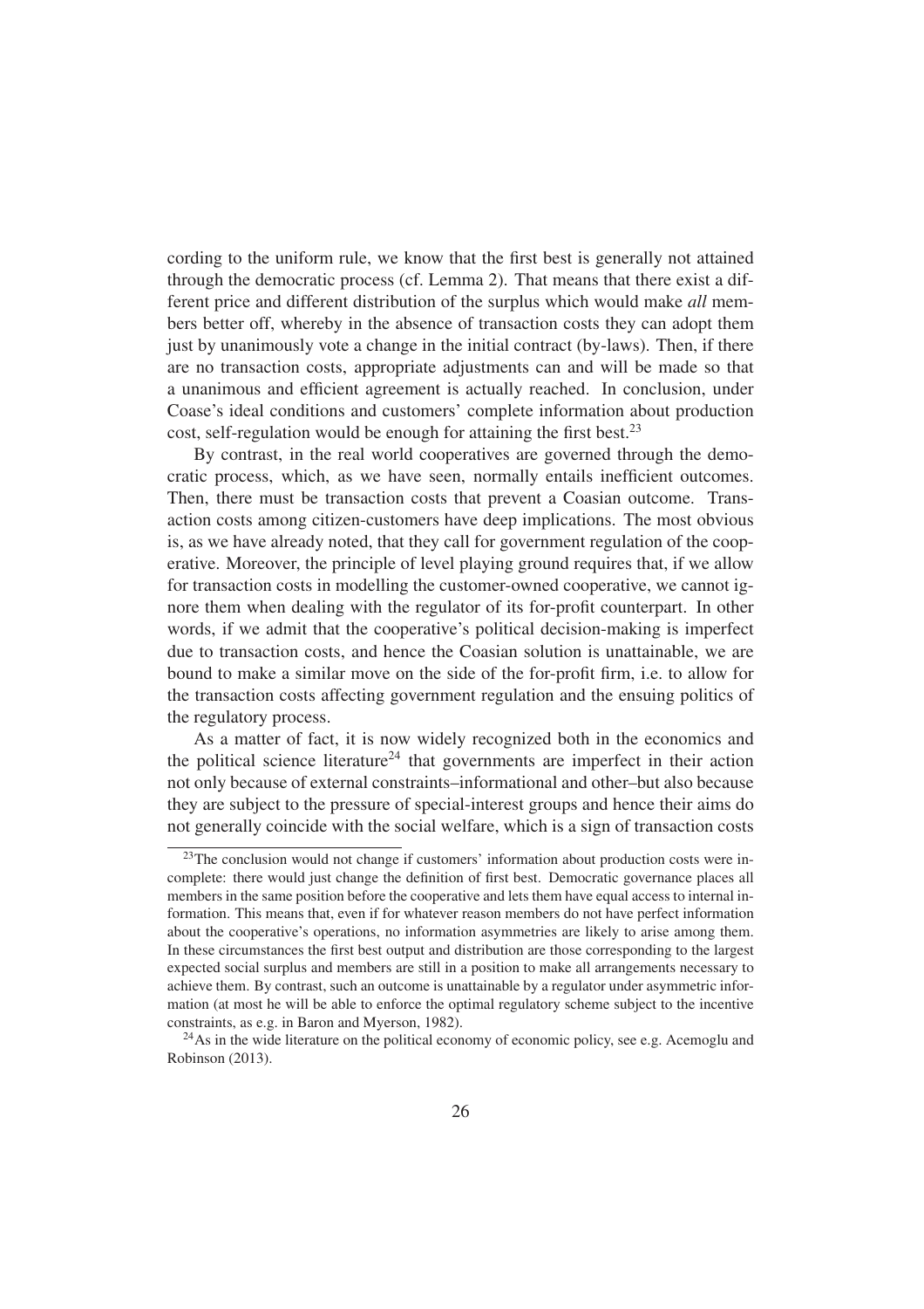cording to the uniform rule, we know that the first best is generally not attained through the democratic process (cf. Lemma 2). That means that there exist a different price and different distribution of the surplus which would make *all* members better off, whereby in the absence of transaction costs they can adopt them just by unanimously vote a change in the initial contract (by-laws). Then, if there are no transaction costs, appropriate adjustments can and will be made so that a unanimous and efficient agreement is actually reached. In conclusion, under Coase's ideal conditions and customers' complete information about production cost, self-regulation would be enough for attaining the first best.[23]

By contrast, in the real world cooperatives are governed through the democratic process, which, as we have seen, normally entails inefficient outcomes. Then, there must be transaction costs that prevent a Coasian outcome. Transaction costs among citizen-customers have deep implications. The most obvious is, as we have already noted, that they call for government regulation of the cooperative. Moreover, the principle of level playing ground requires that, if we allow for transaction costs in modelling the customer-owned cooperative, we cannot ignore them when dealing with the regulator of its for-profit counterpart. In other words, if we admit that the cooperative's political decision-making is imperfect due to transaction costs, and hence the Coasian solution is unattainable, we are bound to make a similar move on the side of the for-profit firm, i.e. to allow for the transaction costs affecting government regulation and the ensuing politics of the regulatory process.

As a matter of fact, it is now widely recognized both in the economics and the political science literature[24] that governments are imperfect in their action not only because of external constraints–informational and other–but also because they are subject to the pressure of special-interest groups and hence their aims do not generally coincide with the social welfare, which is a sign of transaction costs

[23]The conclusion would not change if customers' information about production costs were incomplete: there would just change the definition of first best. Democratic governance places all members in the same position before the cooperative and lets them have equal access to internal information. This means that, even if for whatever reason members do not have perfect information about the cooperative's operations, no information asymmetries are likely to arise among them. In these circumstances the first best output and distribution are those corresponding to the largest expected social surplus and members are still in a position to make all arrangements necessary to achieve them. By contrast, such an outcome is unattainable by a regulator under asymmetric information (at most he will be able to enforce the optimal regulatory scheme subject to the incentive constraints, as e.g. in Baron and Myerson, 1982).

[24]As in the wide literature on the political economy of economic policy, see e.g. Acemoglu and Robinson (2013).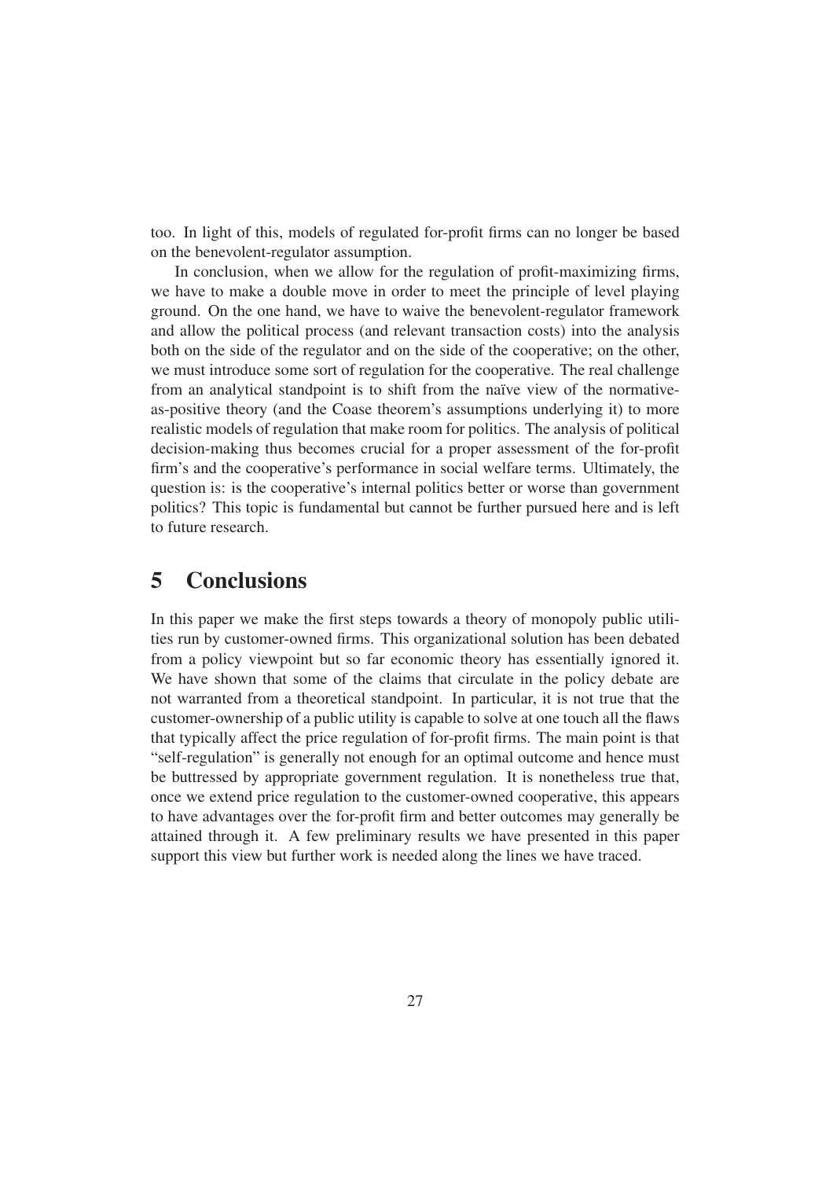too. In light of this, models of regulated for-profit firms can no longer be based on the benevolent-regulator assumption.

In conclusion, when we allow for the regulation of profit-maximizing firms, we have to make a double move in order to meet the principle of level playing ground. On the one hand, we have to waive the benevolent-regulator framework and allow the political process (and relevant transaction costs) into the analysis both on the side of the regulator and on the side of the cooperative; on the other, we must introduce some sort of regulation for the cooperative. The real challenge from an analytical standpoint is to shift from the naïve view of the normative-as-positive theory (and the Coase theorem's assumptions underlying it) to more realistic models of regulation that make room for politics. The analysis of political decision-making thus becomes crucial for a proper assessment of the for-profit firm's and the cooperative's performance in social welfare terms. Ultimately, the question is: is the cooperative's internal politics better or worse than government politics? This topic is fundamental but cannot be further pursued here and is left to future research.

# 5 Conclusions

In this paper we make the first steps towards a theory of monopoly public utilities run by customer-owned firms. This organizational solution has been debated from a policy viewpoint but so far economic theory has essentially ignored it. We have shown that some of the claims that circulate in the policy debate are not warranted from a theoretical standpoint. In particular, it is not true that the customer-ownership of a public utility is capable to solve at one touch all the flaws that typically affect the price regulation of for-profit firms. The main point is that "self-regulation" is generally not enough for an optimal outcome and hence must be buttressed by appropriate government regulation. It is nonetheless true that, once we extend price regulation to the customer-owned cooperative, this appears to have advantages over the for-profit firm and better outcomes may generally be attained through it. A few preliminary results we have presented in this paper support this view but further work is needed along the lines we have traced.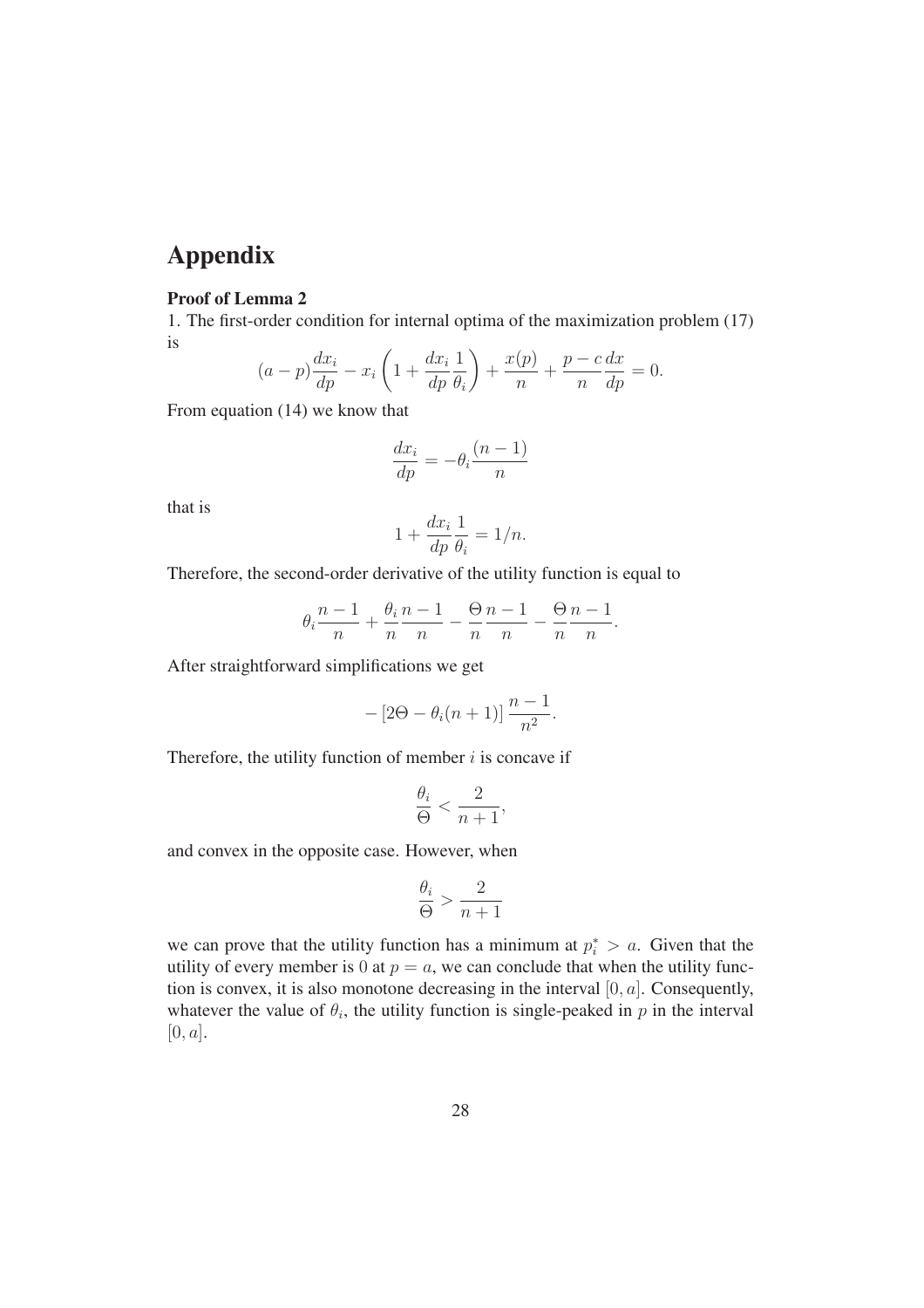# Appendix

**Proof of Lemma 2**

1. The first-order condition for internal optima of the maximization problem (17) is

$$(a-p)\frac{dx_i}{dp} - x_i\left(1 + \frac{dx_i}{dp}\frac{1}{\theta_i}\right) + \frac{x(p)}{n} + \frac{p-c}{n}\frac{dx}{dp} = 0.$$

From equation (14) we know that

$$\frac{dx_i}{dp} = -\theta_i \frac{(n-1)}{n}$$

that is

$$1 + \frac{dx_i}{dp}\frac{1}{\theta_i} = 1/n.$$

Therefore, the second-order derivative of the utility function is equal to

$$\theta_i \frac{n-1}{n} + \frac{\theta_i}{n}\frac{n-1}{n} - \frac{\Theta}{n}\frac{n-1}{n} - \frac{\Theta}{n}\frac{n-1}{n}.$$

After straightforward simplifications we get

$$-\left[2\Theta - \theta_i(n+1)\right]\frac{n-1}{n^2}.$$

Therefore, the utility function of member $i$ is concave if

$$\frac{\theta_i}{\Theta} < \frac{2}{n+1},$$

and convex in the opposite case. However, when

$$\frac{\theta_i}{\Theta} > \frac{2}{n+1}$$

we can prove that the utility function has a minimum at $p_i^* > a$. Given that the utility of every member is 0 at $p = a$, we can conclude that when the utility function is convex, it is also monotone decreasing in the interval $[0, a]$. Consequently, whatever the value of $\theta_i$, the utility function is single-peaked in $p$ in the interval $[0, a]$.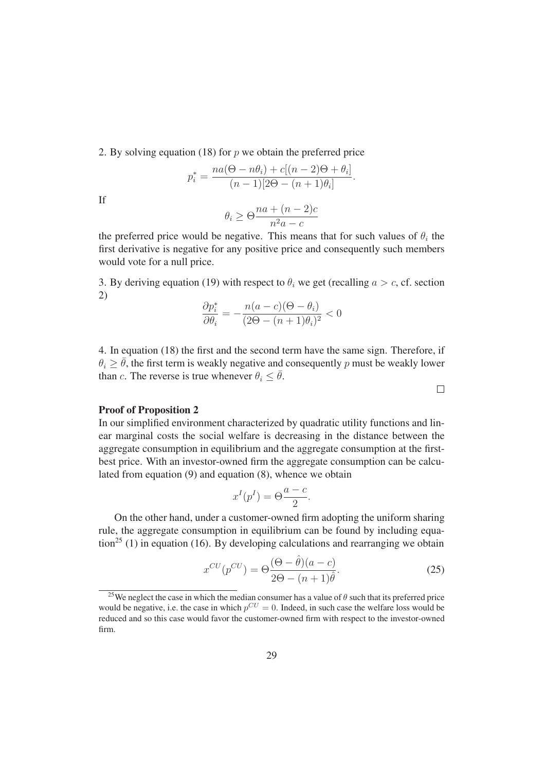2. By solving equation (18) for $p$ we obtain the preferred price

$$p_i^* = \frac{na(\Theta - n\theta_i) + c[(n-2)\Theta + \theta_i]}{(n-1)[2\Theta - (n+1)\theta_i]}.$$

If

$$\theta_i \geq \Theta \frac{na + (n-2)c}{n^2 a - c}$$

the preferred price would be negative. This means that for such values of $\theta_i$ the first derivative is negative for any positive price and consequently such members would vote for a null price.

3. By deriving equation (19) with respect to $\theta_i$ we get (recalling $a > c$, cf. section 2)

$$\frac{\partial p_i^*}{\partial \theta_i} = -\frac{n(a-c)(\Theta - \theta_i)}{(2\Theta - (n+1)\theta_i)^2} < 0$$

4. In equation (18) the first and the second term have the same sign. Therefore, if $\theta_i \geq \bar{\theta}$, the first term is weakly negative and consequently $p$ must be weakly lower than $c$. The reverse is true whenever $\theta_i \leq \bar{\theta}$.

□

**Proof of Proposition 2**

In our simplified environment characterized by quadratic utility functions and linear marginal costs the social welfare is decreasing in the distance between the aggregate consumption in equilibrium and the aggregate consumption at the first-best price. With an investor-owned firm the aggregate consumption can be calculated from equation (9) and equation (8), whence we obtain

$$x^I(p^I) = \Theta \frac{a-c}{2}.$$

On the other hand, under a customer-owned firm adopting the uniform sharing rule, the aggregate consumption in equilibrium can be found by including equation[25] (1) in equation (16). By developing calculations and rearranging we obtain

$$x^{CU}(p^{CU}) = \Theta \frac{(\Theta - \hat{\theta})(a-c)}{2\Theta - (n+1)\hat{\theta}}. \tag{25}$$

[25]We neglect the case in which the median consumer has a value of $\theta$ such that its preferred price would be negative, i.e. the case in which $p^{CU} = 0$. Indeed, in such case the welfare loss would be reduced and so this case would favor the customer-owned firm with respect to the investor-owned firm.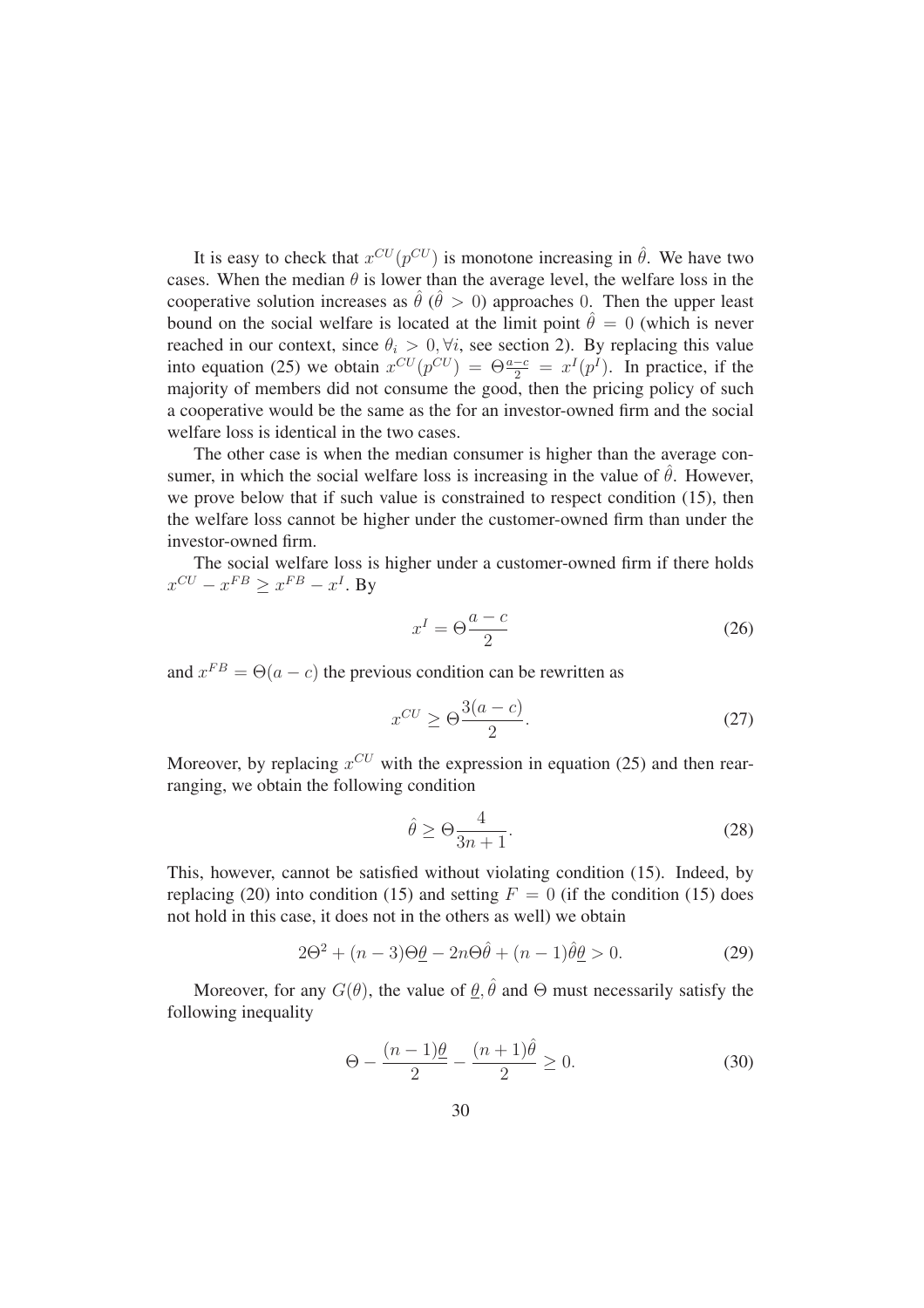It is easy to check that $x^{CU}(p^{CU})$ is monotone increasing in $\hat{\theta}$. We have two cases. When the median $\theta$ is lower than the average level, the welfare loss in the cooperative solution increases as $\hat{\theta}$ ($\hat{\theta} > 0$) approaches 0. Then the upper least bound on the social welfare is located at the limit point $\hat{\theta} = 0$ (which is never reached in our context, since $\theta_i > 0, \forall i$, see section 2). By replacing this value into equation (25) we obtain $x^{CU}(p^{CU}) = \Theta\frac{a-c}{2} = x^I(p^I)$. In practice, if the majority of members did not consume the good, then the pricing policy of such a cooperative would be the same as the for an investor-owned firm and the social welfare loss is identical in the two cases.

The other case is when the median consumer is higher than the average consumer, in which the social welfare loss is increasing in the value of $\hat{\theta}$. However, we prove below that if such value is constrained to respect condition (15), then the welfare loss cannot be higher under the customer-owned firm than under the investor-owned firm.

The social welfare loss is higher under a customer-owned firm if there holds $x^{CU} - x^{FB} \geq x^{FB} - x^I$. By

$$x^I = \Theta\frac{a-c}{2} \tag{26}$$

and $x^{FB} = \Theta(a-c)$ the previous condition can be rewritten as

$$x^{CU} \geq \Theta\frac{3(a-c)}{2}. \tag{27}$$

Moreover, by replacing $x^{CU}$ with the expression in equation (25) and then rearranging, we obtain the following condition

$$\hat{\theta} \geq \Theta\frac{4}{3n+1}. \tag{28}$$

This, however, cannot be satisfied without violating condition (15). Indeed, by replacing (20) into condition (15) and setting $F = 0$ (if the condition (15) does not hold in this case, it does not in the others as well) we obtain

$$2\Theta^2 + (n-3)\Theta\underline{\theta} - 2n\Theta\hat{\theta} + (n-1)\hat{\theta}\underline{\theta} > 0. \tag{29}$$

Moreover, for any $G(\theta)$, the value of $\underline{\theta}, \hat{\theta}$ and $\Theta$ must necessarily satisfy the following inequality

$$\Theta - \frac{(n-1)\underline{\theta}}{2} - \frac{(n+1)\hat{\theta}}{2} \geq 0. \tag{30}$$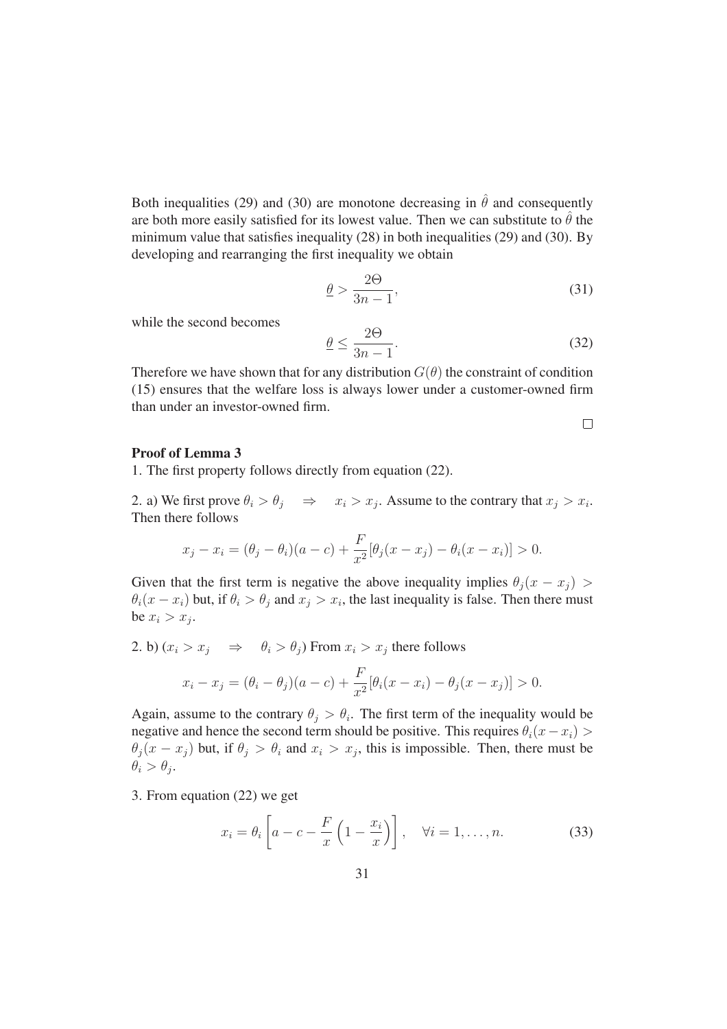Both inequalities (29) and (30) are monotone decreasing in $\hat{\theta}$ and consequently are both more easily satisfied for its lowest value. Then we can substitute to $\hat{\theta}$ the minimum value that satisfies inequality (28) in both inequalities (29) and (30). By developing and rearranging the first inequality we obtain

$$\underline{\theta} > \frac{2\Theta}{3n-1}, \tag{31}$$

while the second becomes

$$\underline{\theta} \leq \frac{2\Theta}{3n-1}. \tag{32}$$

Therefore we have shown that for any distribution $G(\theta)$ the constraint of condition (15) ensures that the welfare loss is always lower under a customer-owned firm than under an investor-owned firm.

□

**Proof of Lemma 3**

1. The first property follows directly from equation (22).

2. a) We first prove $\theta_i > \theta_j \quad \Rightarrow \quad x_i > x_j$. Assume to the contrary that $x_j > x_i$. Then there follows

$$x_j - x_i = (\theta_j - \theta_i)(a - c) + \frac{F}{x^2}[\theta_j(x - x_j) - \theta_i(x - x_i)] > 0.$$

Given that the first term is negative the above inequality implies $\theta_j(x - x_j) > \theta_i(x - x_i)$ but, if $\theta_i > \theta_j$ and $x_j > x_i$, the last inequality is false. Then there must be $x_i > x_j$.

2. b) ($x_i > x_j \quad \Rightarrow \quad \theta_i > \theta_j$) From $x_i > x_j$ there follows

$$x_i - x_j = (\theta_i - \theta_j)(a - c) + \frac{F}{x^2}[\theta_i(x - x_i) - \theta_j(x - x_j)] > 0.$$

Again, assume to the contrary $\theta_j > \theta_i$. The first term of the inequality would be negative and hence the second term should be positive. This requires $\theta_i(x - x_i) > \theta_j(x - x_j)$ but, if $\theta_j > \theta_i$ and $x_i > x_j$, this is impossible. Then, there must be $\theta_i > \theta_j$.

3. From equation (22) we get

$$x_i = \theta_i \left[ a - c - \frac{F}{x}\left(1 - \frac{x_i}{x}\right) \right], \quad \forall i = 1, \ldots, n. \tag{33}$$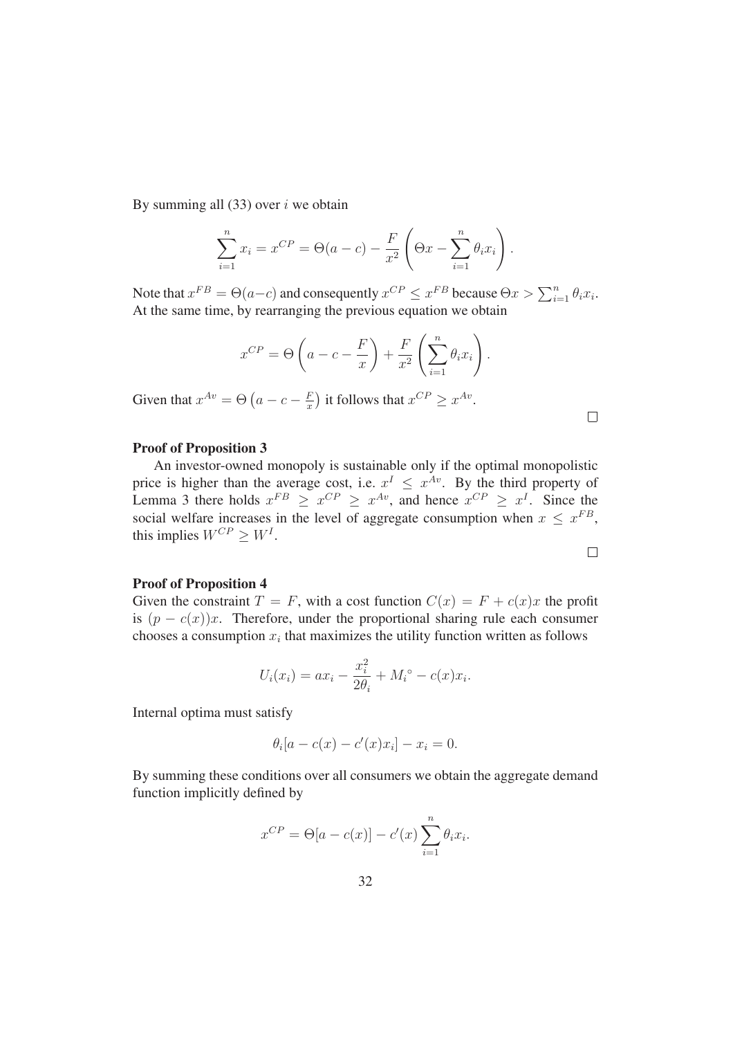By summing all (33) over $i$ we obtain

$$\sum_{i=1}^{n} x_i = x^{CP} = \Theta(a-c) - \frac{F}{x^2}\left(\Theta x - \sum_{i=1}^{n} \theta_i x_i\right).$$

Note that $x^{FB} = \Theta(a-c)$ and consequently $x^{CP} \leq x^{FB}$ because $\Theta x > \sum_{i=1}^{n} \theta_i x_i$. At the same time, by rearranging the previous equation we obtain

$$x^{CP} = \Theta\left(a - c - \frac{F}{x}\right) + \frac{F}{x^2}\left(\sum_{i=1}^{n} \theta_i x_i\right).$$

Given that $x^{Av} = \Theta\left(a - c - \frac{F}{x}\right)$ it follows that $x^{CP} \geq x^{Av}$.

□

**Proof of Proposition 3**

An investor-owned monopoly is sustainable only if the optimal monopolistic price is higher than the average cost, i.e. $x^I \leq x^{Av}$. By the third property of Lemma 3 there holds $x^{FB} \geq x^{CP} \geq x^{Av}$, and hence $x^{CP} \geq x^I$. Since the social welfare increases in the level of aggregate consumption when $x \leq x^{FB}$, this implies $W^{CP} \geq W^I$.

□

**Proof of Proposition 4**

Given the constraint $T = F$, with a cost function $C(x) = F + c(x)x$ the profit is $(p - c(x))x$. Therefore, under the proportional sharing rule each consumer chooses a consumption $x_i$ that maximizes the utility function written as follows

$$U_i(x_i) = ax_i - \frac{x_i^2}{2\theta_i} + M_i^\circ - c(x)x_i.$$

Internal optima must satisfy

$$\theta_i[a - c(x) - c'(x)x_i] - x_i = 0.$$

By summing these conditions over all consumers we obtain the aggregate demand function implicitly defined by

$$x^{CP} = \Theta[a - c(x)] - c'(x)\sum_{i=1}^{n} \theta_i x_i.$$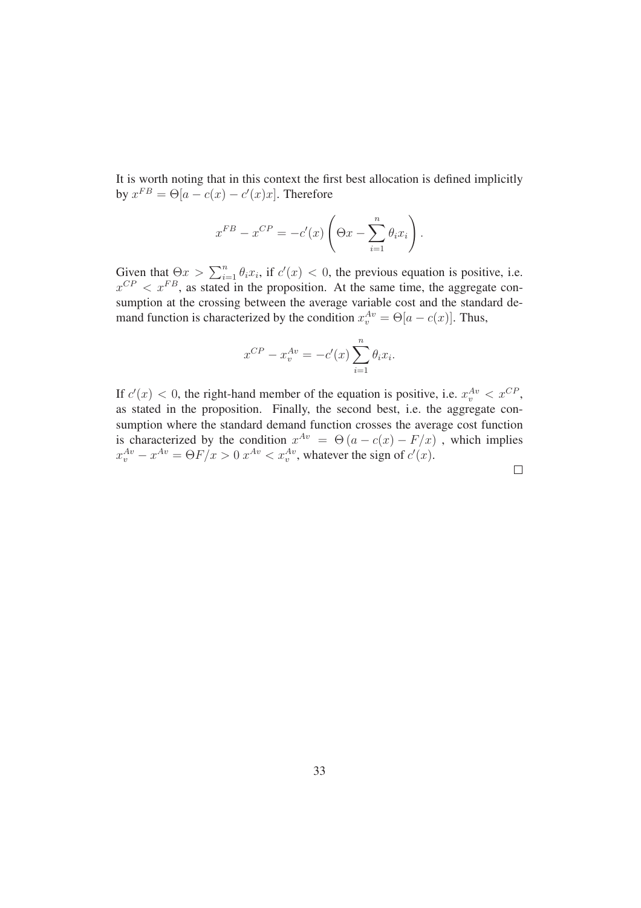It is worth noting that in this context the first best allocation is defined implicitly by $x^{FB} = \Theta[a - c(x) - c'(x)x]$. Therefore

$$x^{FB} - x^{CP} = -c'(x)\left(\Theta x - \sum_{i=1}^{n} \theta_i x_i\right).$$

Given that $\Theta x > \sum_{i=1}^{n} \theta_i x_i$, if $c'(x) < 0$, the previous equation is positive, i.e. $x^{CP} < x^{FB}$, as stated in the proposition. At the same time, the aggregate consumption at the crossing between the average variable cost and the standard demand function is characterized by the condition $x_v^{Av} = \Theta[a - c(x)]$. Thus,

$$x^{CP} - x_v^{Av} = -c'(x)\sum_{i=1}^{n} \theta_i x_i.$$

If $c'(x) < 0$, the right-hand member of the equation is positive, i.e. $x_v^{Av} < x^{CP}$, as stated in the proposition. Finally, the second best, i.e. the aggregate consumption where the standard demand function crosses the average cost function is characterized by the condition $x^{Av} = \Theta\left(a - c(x) - F/x\right)$, which implies $x_v^{Av} - x^{Av} = \Theta F/x > 0\ x^{Av} < x_v^{Av}$, whatever the sign of $c'(x)$.

□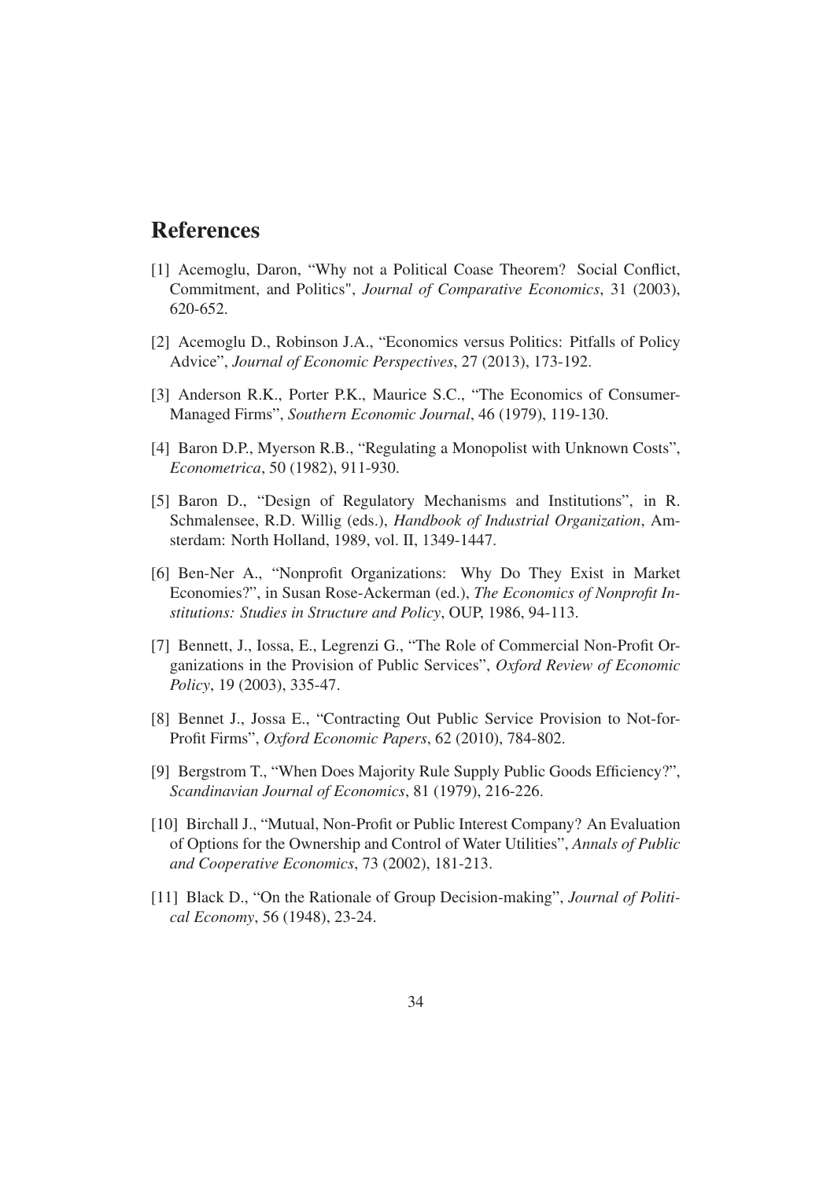## References

[1] Acemoglu, Daron, "Why not a Political Coase Theorem? Social Conflict, Commitment, and Politics", *Journal of Comparative Economics*, 31 (2003), 620-652.

[2] Acemoglu D., Robinson J.A., "Economics versus Politics: Pitfalls of Policy Advice", *Journal of Economic Perspectives*, 27 (2013), 173-192.

[3] Anderson R.K., Porter P.K., Maurice S.C., "The Economics of Consumer-Managed Firms", *Southern Economic Journal*, 46 (1979), 119-130.

[4] Baron D.P., Myerson R.B., "Regulating a Monopolist with Unknown Costs", *Econometrica*, 50 (1982), 911-930.

[5] Baron D., "Design of Regulatory Mechanisms and Institutions", in R. Schmalensee, R.D. Willig (eds.), *Handbook of Industrial Organization*, Amsterdam: North Holland, 1989, vol. II, 1349-1447.

[6] Ben-Ner A., "Nonprofit Organizations: Why Do They Exist in Market Economies?", in Susan Rose-Ackerman (ed.), *The Economics of Nonprofit Institutions: Studies in Structure and Policy*, OUP, 1986, 94-113.

[7] Bennett, J., Iossa, E., Legrenzi G., "The Role of Commercial Non-Profit Organizations in the Provision of Public Services", *Oxford Review of Economic Policy*, 19 (2003), 335-47.

[8] Bennet J., Jossa E., "Contracting Out Public Service Provision to Not-for-Profit Firms", *Oxford Economic Papers*, 62 (2010), 784-802.

[9] Bergstrom T., "When Does Majority Rule Supply Public Goods Efficiency?", *Scandinavian Journal of Economics*, 81 (1979), 216-226.

[10] Birchall J., "Mutual, Non-Profit or Public Interest Company? An Evaluation of Options for the Ownership and Control of Water Utilities", *Annals of Public and Cooperative Economics*, 73 (2002), 181-213.

[11] Black D., "On the Rationale of Group Decision-making", *Journal of Political Economy*, 56 (1948), 23-24.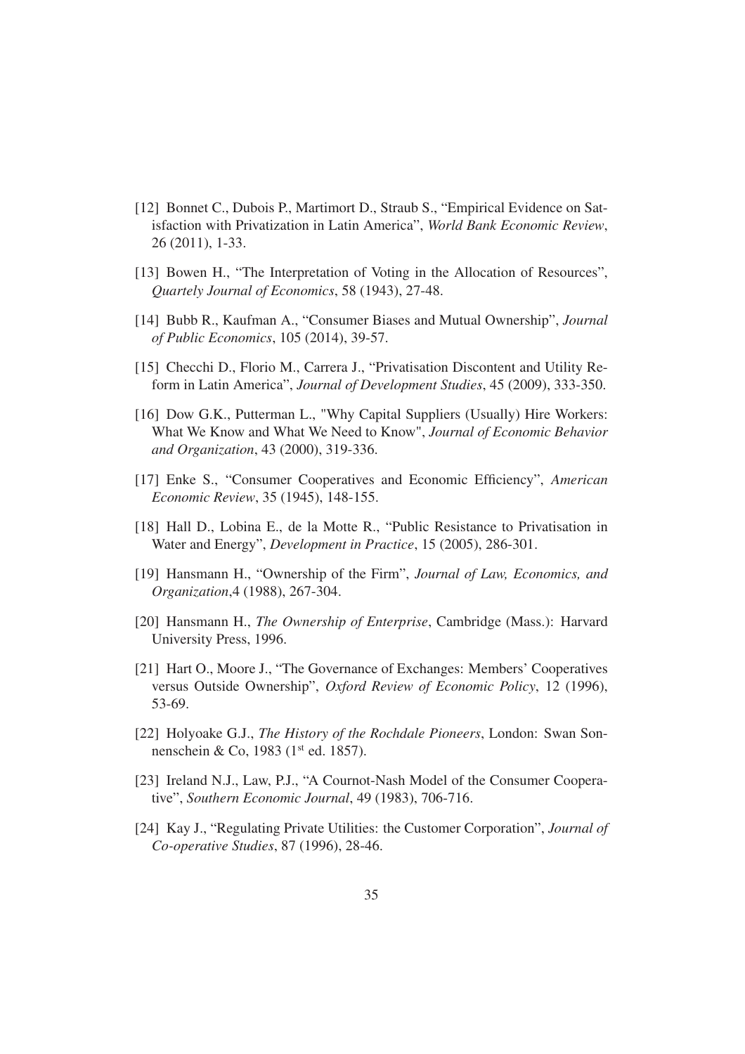[12] Bonnet C., Dubois P., Martimort D., Straub S., "Empirical Evidence on Satisfaction with Privatization in Latin America", *World Bank Economic Review*, 26 (2011), 1-33.

[13] Bowen H., "The Interpretation of Voting in the Allocation of Resources", *Quartely Journal of Economics*, 58 (1943), 27-48.

[14] Bubb R., Kaufman A., "Consumer Biases and Mutual Ownership", *Journal of Public Economics*, 105 (2014), 39-57.

[15] Checchi D., Florio M., Carrera J., "Privatisation Discontent and Utility Reform in Latin America", *Journal of Development Studies*, 45 (2009), 333-350.

[16] Dow G.K., Putterman L., "Why Capital Suppliers (Usually) Hire Workers: What We Know and What We Need to Know", *Journal of Economic Behavior and Organization*, 43 (2000), 319-336.

[17] Enke S., "Consumer Cooperatives and Economic Efficiency", *American Economic Review*, 35 (1945), 148-155.

[18] Hall D., Lobina E., de la Motte R., "Public Resistance to Privatisation in Water and Energy", *Development in Practice*, 15 (2005), 286-301.

[19] Hansmann H., "Ownership of the Firm", *Journal of Law, Economics, and Organization*,4 (1988), 267-304.

[20] Hansmann H., *The Ownership of Enterprise*, Cambridge (Mass.): Harvard University Press, 1996.

[21] Hart O., Moore J., "The Governance of Exchanges: Members' Cooperatives versus Outside Ownership", *Oxford Review of Economic Policy*, 12 (1996), 53-69.

[22] Holyoake G.J., *The History of the Rochdale Pioneers*, London: Swan Sonnenschein & Co, 1983 (1st ed. 1857).

[23] Ireland N.J., Law, P.J., "A Cournot-Nash Model of the Consumer Cooperative", *Southern Economic Journal*, 49 (1983), 706-716.

[24] Kay J., "Regulating Private Utilities: the Customer Corporation", *Journal of Co-operative Studies*, 87 (1996), 28-46.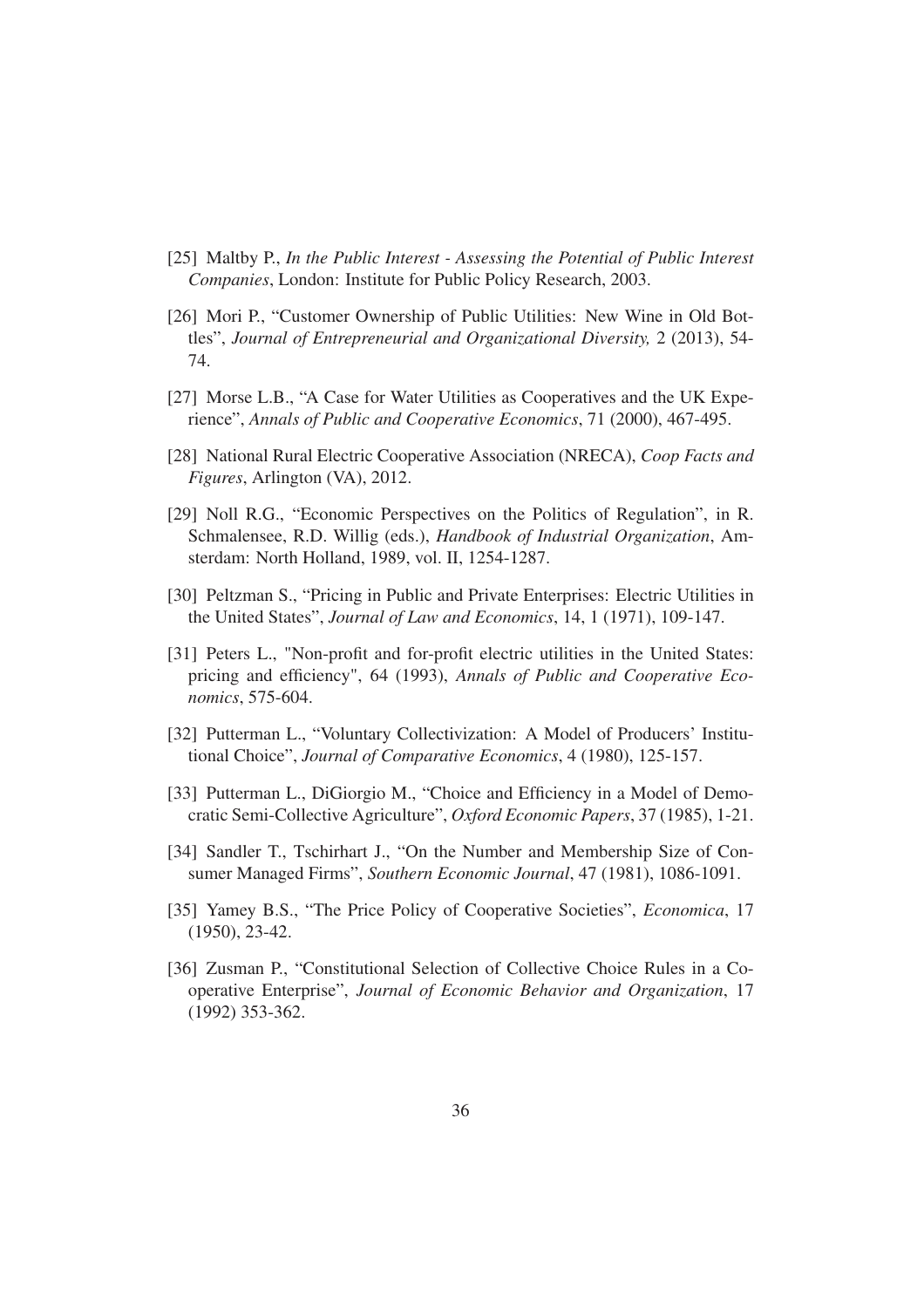[25] Maltby P., *In the Public Interest - Assessing the Potential of Public Interest Companies*, London: Institute for Public Policy Research, 2003.

[26] Mori P., "Customer Ownership of Public Utilities: New Wine in Old Bottles", *Journal of Entrepreneurial and Organizational Diversity,* 2 (2013), 54-74.

[27] Morse L.B., "A Case for Water Utilities as Cooperatives and the UK Experience", *Annals of Public and Cooperative Economics*, 71 (2000), 467-495.

[28] National Rural Electric Cooperative Association (NRECA), *Coop Facts and Figures*, Arlington (VA), 2012.

[29] Noll R.G., "Economic Perspectives on the Politics of Regulation", in R. Schmalensee, R.D. Willig (eds.), *Handbook of Industrial Organization*, Amsterdam: North Holland, 1989, vol. II, 1254-1287.

[30] Peltzman S., "Pricing in Public and Private Enterprises: Electric Utilities in the United States", *Journal of Law and Economics*, 14, 1 (1971), 109-147.

[31] Peters L., "Non-profit and for-profit electric utilities in the United States: pricing and efficiency", 64 (1993), *Annals of Public and Cooperative Economics*, 575-604.

[32] Putterman L., "Voluntary Collectivization: A Model of Producers' Institutional Choice", *Journal of Comparative Economics*, 4 (1980), 125-157.

[33] Putterman L., DiGiorgio M., "Choice and Efficiency in a Model of Democratic Semi-Collective Agriculture", *Oxford Economic Papers*, 37 (1985), 1-21.

[34] Sandler T., Tschirhart J., "On the Number and Membership Size of Consumer Managed Firms", *Southern Economic Journal*, 47 (1981), 1086-1091.

[35] Yamey B.S., "The Price Policy of Cooperative Societies", *Economica*, 17 (1950), 23-42.

[36] Zusman P., "Constitutional Selection of Collective Choice Rules in a Cooperative Enterprise", *Journal of Economic Behavior and Organization*, 17 (1992) 353-362.